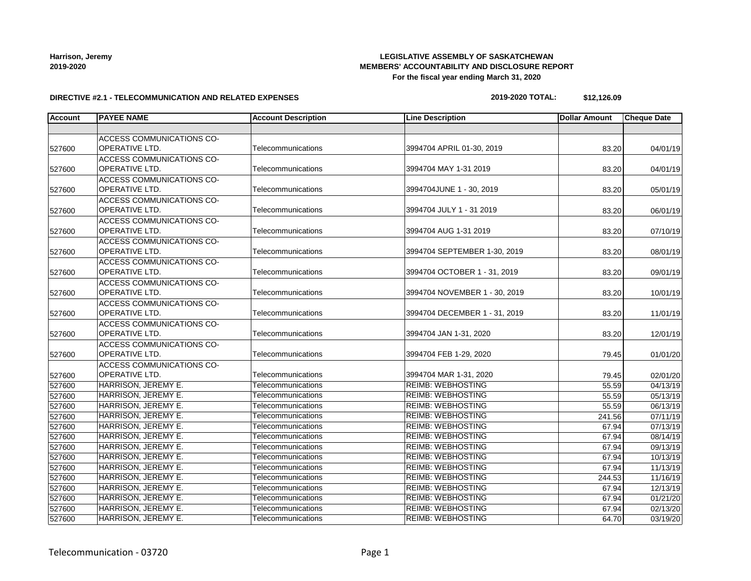Harrison, Jeremy
2019-2020

**LEGISLATIVE ASSEMBLY OF SASKATCHEWAN**
**MEMBERS' ACCOUNTABILITY AND DISCLOSURE REPORT**
**For the fiscal year ending March 31, 2020**

**DIRECTIVE #2.1 - TELECOMMUNICATION AND RELATED EXPENSES**

**2019-2020 TOTAL: $12,126.09**

| Account | PAYEE NAME | Account Description | Line Description | Dollar Amount | Cheque Date |
|---|---|---|---|---|---|
| | | | | | |
| 527600 | ACCESS COMMUNICATIONS CO-OPERATIVE LTD. | Telecommunications | 3994704 APRIL 01-30, 2019 | 83.20 | 04/01/19 |
| 527600 | ACCESS COMMUNICATIONS CO-OPERATIVE LTD. | Telecommunications | 3994704 MAY 1-31 2019 | 83.20 | 04/01/19 |
| 527600 | ACCESS COMMUNICATIONS CO-OPERATIVE LTD. | Telecommunications | 3994704JUNE 1 - 30, 2019 | 83.20 | 05/01/19 |
| 527600 | ACCESS COMMUNICATIONS CO-OPERATIVE LTD. | Telecommunications | 3994704 JULY 1 - 31 2019 | 83.20 | 06/01/19 |
| 527600 | ACCESS COMMUNICATIONS CO-OPERATIVE LTD. | Telecommunications | 3994704 AUG 1-31 2019 | 83.20 | 07/10/19 |
| 527600 | ACCESS COMMUNICATIONS CO-OPERATIVE LTD. | Telecommunications | 3994704 SEPTEMBER 1-30, 2019 | 83.20 | 08/01/19 |
| 527600 | ACCESS COMMUNICATIONS CO-OPERATIVE LTD. | Telecommunications | 3994704 OCTOBER 1 - 31, 2019 | 83.20 | 09/01/19 |
| 527600 | ACCESS COMMUNICATIONS CO-OPERATIVE LTD. | Telecommunications | 3994704 NOVEMBER 1 - 30, 2019 | 83.20 | 10/01/19 |
| 527600 | ACCESS COMMUNICATIONS CO-OPERATIVE LTD. | Telecommunications | 3994704 DECEMBER 1 - 31, 2019 | 83.20 | 11/01/19 |
| 527600 | ACCESS COMMUNICATIONS CO-OPERATIVE LTD. | Telecommunications | 3994704 JAN 1-31, 2020 | 83.20 | 12/01/19 |
| 527600 | ACCESS COMMUNICATIONS CO-OPERATIVE LTD. | Telecommunications | 3994704 FEB 1-29, 2020 | 79.45 | 01/01/20 |
| 527600 | ACCESS COMMUNICATIONS CO-OPERATIVE LTD. | Telecommunications | 3994704 MAR 1-31, 2020 | 79.45 | 02/01/20 |
| 527600 | HARRISON, JEREMY E. | Telecommunications | REIMB: WEBHOSTING | 55.59 | 04/13/19 |
| 527600 | HARRISON, JEREMY E. | Telecommunications | REIMB: WEBHOSTING | 55.59 | 05/13/19 |
| 527600 | HARRISON, JEREMY E. | Telecommunications | REIMB: WEBHOSTING | 55.59 | 06/13/19 |
| 527600 | HARRISON, JEREMY E. | Telecommunications | REIMB: WEBHOSTING | 241.56 | 07/11/19 |
| 527600 | HARRISON, JEREMY E. | Telecommunications | REIMB: WEBHOSTING | 67.94 | 07/13/19 |
| 527600 | HARRISON, JEREMY E. | Telecommunications | REIMB: WEBHOSTING | 67.94 | 08/14/19 |
| 527600 | HARRISON, JEREMY E. | Telecommunications | REIMB: WEBHOSTING | 67.94 | 09/13/19 |
| 527600 | HARRISON, JEREMY E. | Telecommunications | REIMB: WEBHOSTING | 67.94 | 10/13/19 |
| 527600 | HARRISON, JEREMY E. | Telecommunications | REIMB: WEBHOSTING | 67.94 | 11/13/19 |
| 527600 | HARRISON, JEREMY E. | Telecommunications | REIMB: WEBHOSTING | 244.53 | 11/16/19 |
| 527600 | HARRISON, JEREMY E. | Telecommunications | REIMB: WEBHOSTING | 67.94 | 12/13/19 |
| 527600 | HARRISON, JEREMY E. | Telecommunications | REIMB: WEBHOSTING | 67.94 | 01/21/20 |
| 527600 | HARRISON, JEREMY E. | Telecommunications | REIMB: WEBHOSTING | 67.94 | 02/13/20 |
| 527600 | HARRISON, JEREMY E. | Telecommunications | REIMB: WEBHOSTING | 64.70 | 03/19/20 |

Telecommunication - 03720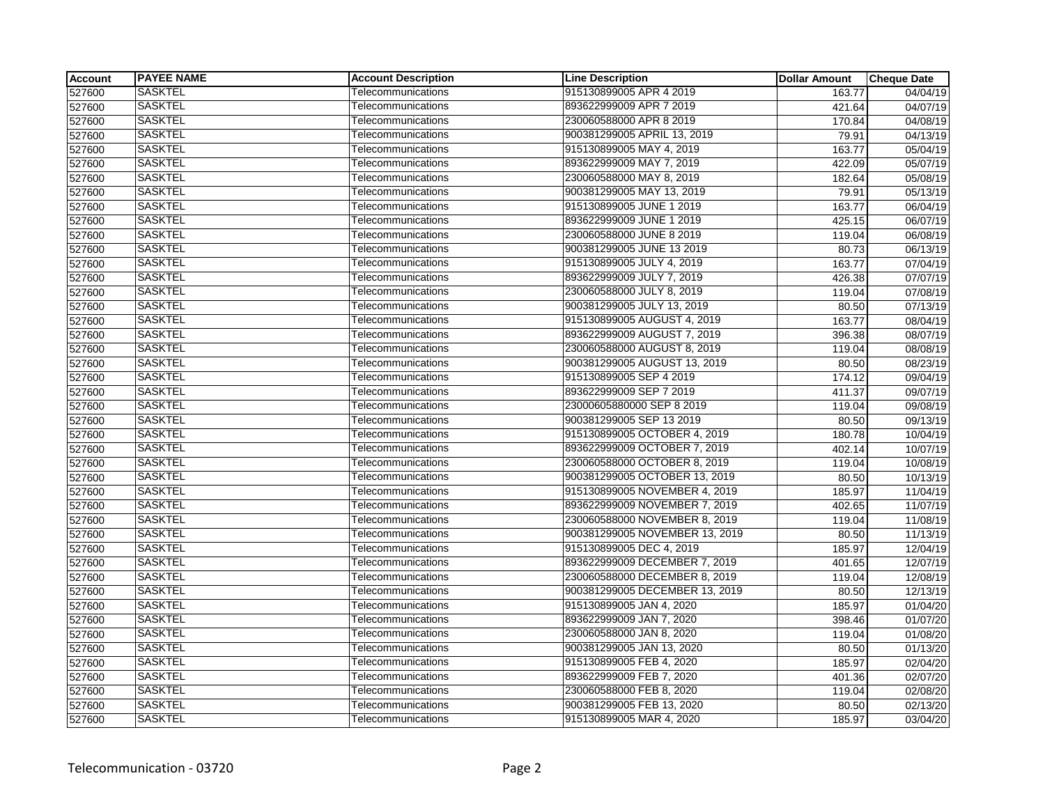| Account | PAYEE NAME | Account Description | Line Description | Dollar Amount | Cheque Date |
|---|---|---|---|---|---|
| 527600 | SASKTEL | Telecommunications | 915130899005 APR 4 2019 | 163.77 | 04/04/19 |
| 527600 | SASKTEL | Telecommunications | 893622999009 APR 7 2019 | 421.64 | 04/07/19 |
| 527600 | SASKTEL | Telecommunications | 230060588000 APR 8 2019 | 170.84 | 04/08/19 |
| 527600 | SASKTEL | Telecommunications | 900381299005 APRIL 13, 2019 | 79.91 | 04/13/19 |
| 527600 | SASKTEL | Telecommunications | 915130899005 MAY 4, 2019 | 163.77 | 05/04/19 |
| 527600 | SASKTEL | Telecommunications | 893622999009 MAY 7, 2019 | 422.09 | 05/07/19 |
| 527600 | SASKTEL | Telecommunications | 230060588000 MAY 8, 2019 | 182.64 | 05/08/19 |
| 527600 | SASKTEL | Telecommunications | 900381299005 MAY 13, 2019 | 79.91 | 05/13/19 |
| 527600 | SASKTEL | Telecommunications | 915130899005 JUNE 1 2019 | 163.77 | 06/04/19 |
| 527600 | SASKTEL | Telecommunications | 893622999009 JUNE 1 2019 | 425.15 | 06/07/19 |
| 527600 | SASKTEL | Telecommunications | 230060588000 JUNE 8 2019 | 119.04 | 06/08/19 |
| 527600 | SASKTEL | Telecommunications | 900381299005 JUNE 13 2019 | 80.73 | 06/13/19 |
| 527600 | SASKTEL | Telecommunications | 915130899005 JULY 4, 2019 | 163.77 | 07/04/19 |
| 527600 | SASKTEL | Telecommunications | 893622999009 JULY 7, 2019 | 426.38 | 07/07/19 |
| 527600 | SASKTEL | Telecommunications | 230060588000 JULY 8, 2019 | 119.04 | 07/08/19 |
| 527600 | SASKTEL | Telecommunications | 900381299005 JULY 13, 2019 | 80.50 | 07/13/19 |
| 527600 | SASKTEL | Telecommunications | 915130899005 AUGUST 4, 2019 | 163.77 | 08/04/19 |
| 527600 | SASKTEL | Telecommunications | 893622999009 AUGUST 7, 2019 | 396.38 | 08/07/19 |
| 527600 | SASKTEL | Telecommunications | 230060588000 AUGUST 8, 2019 | 119.04 | 08/08/19 |
| 527600 | SASKTEL | Telecommunications | 900381299005 AUGUST 13, 2019 | 80.50 | 08/23/19 |
| 527600 | SASKTEL | Telecommunications | 915130899005 SEP 4 2019 | 174.12 | 09/04/19 |
| 527600 | SASKTEL | Telecommunications | 893622999009 SEP 7 2019 | 411.37 | 09/07/19 |
| 527600 | SASKTEL | Telecommunications | 23000605880000 SEP 8 2019 | 119.04 | 09/08/19 |
| 527600 | SASKTEL | Telecommunications | 900381299005 SEP 13 2019 | 80.50 | 09/13/19 |
| 527600 | SASKTEL | Telecommunications | 915130899005 OCTOBER 4, 2019 | 180.78 | 10/04/19 |
| 527600 | SASKTEL | Telecommunications | 893622999009 OCTOBER 7, 2019 | 402.14 | 10/07/19 |
| 527600 | SASKTEL | Telecommunications | 230060588000 OCTOBER 8, 2019 | 119.04 | 10/08/19 |
| 527600 | SASKTEL | Telecommunications | 900381299005 OCTOBER 13, 2019 | 80.50 | 10/13/19 |
| 527600 | SASKTEL | Telecommunications | 915130899005 NOVEMBER 4, 2019 | 185.97 | 11/04/19 |
| 527600 | SASKTEL | Telecommunications | 893622999009 NOVEMBER 7, 2019 | 402.65 | 11/07/19 |
| 527600 | SASKTEL | Telecommunications | 230060588000 NOVEMBER 8, 2019 | 119.04 | 11/08/19 |
| 527600 | SASKTEL | Telecommunications | 900381299005 NOVEMBER 13, 2019 | 80.50 | 11/13/19 |
| 527600 | SASKTEL | Telecommunications | 915130899005 DEC 4, 2019 | 185.97 | 12/04/19 |
| 527600 | SASKTEL | Telecommunications | 893622999009 DECEMBER 7, 2019 | 401.65 | 12/07/19 |
| 527600 | SASKTEL | Telecommunications | 230060588000 DECEMBER 8, 2019 | 119.04 | 12/08/19 |
| 527600 | SASKTEL | Telecommunications | 900381299005 DECEMBER 13, 2019 | 80.50 | 12/13/19 |
| 527600 | SASKTEL | Telecommunications | 915130899005 JAN 4, 2020 | 185.97 | 01/04/20 |
| 527600 | SASKTEL | Telecommunications | 893622999009 JAN 7, 2020 | 398.46 | 01/07/20 |
| 527600 | SASKTEL | Telecommunications | 230060588000 JAN 8, 2020 | 119.04 | 01/08/20 |
| 527600 | SASKTEL | Telecommunications | 900381299005 JAN 13, 2020 | 80.50 | 01/13/20 |
| 527600 | SASKTEL | Telecommunications | 915130899005 FEB 4, 2020 | 185.97 | 02/04/20 |
| 527600 | SASKTEL | Telecommunications | 893622999009 FEB 7, 2020 | 401.36 | 02/07/20 |
| 527600 | SASKTEL | Telecommunications | 230060588000 FEB 8, 2020 | 119.04 | 02/08/20 |
| 527600 | SASKTEL | Telecommunications | 900381299005 FEB 13, 2020 | 80.50 | 02/13/20 |
| 527600 | SASKTEL | Telecommunications | 915130899005 MAR 4, 2020 | 185.97 | 03/04/20 |

Telecommunication - 03720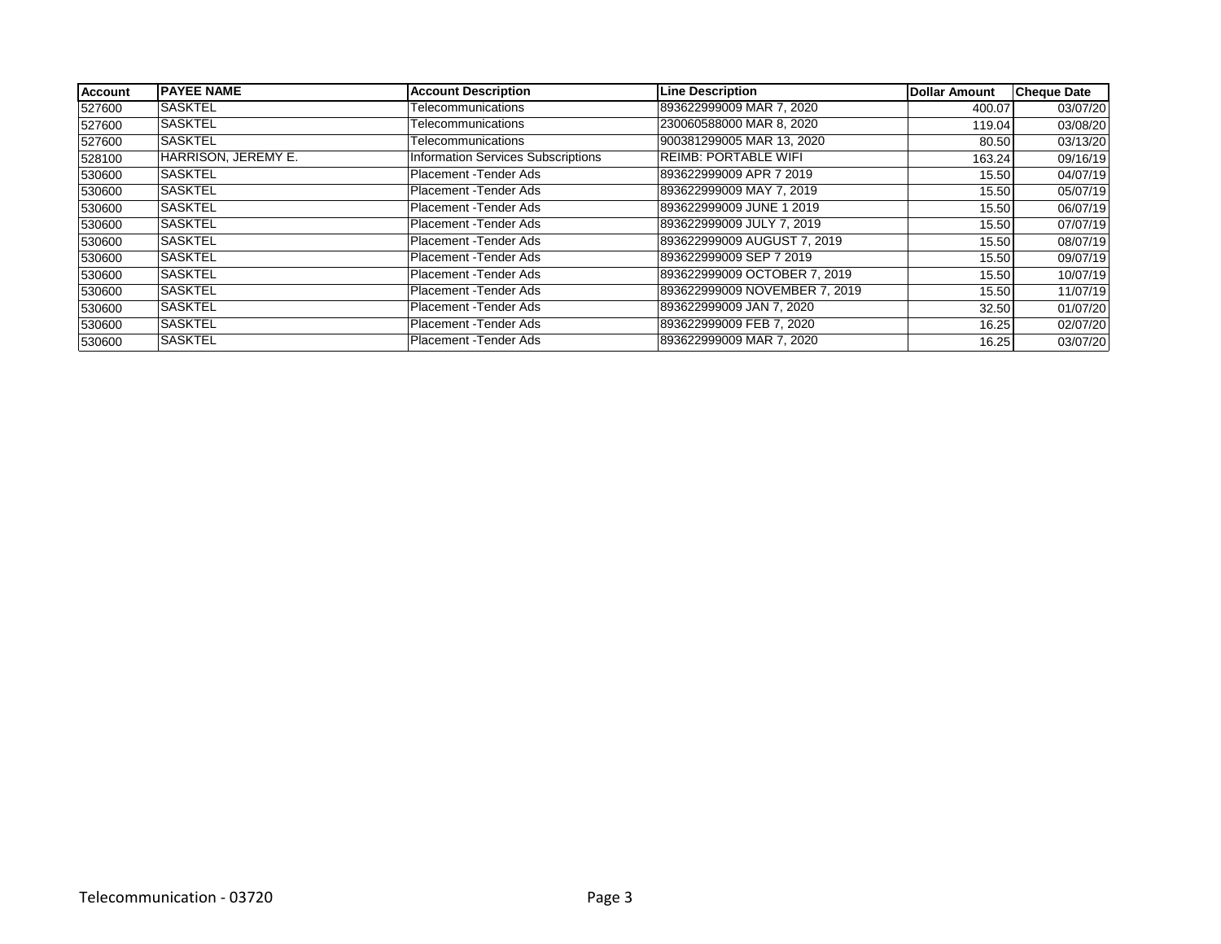| Account | PAYEE NAME | Account Description | Line Description | Dollar Amount | Cheque Date |
|---|---|---|---|---|---|
| 527600 | SASKTEL | Telecommunications | 893622999009 MAR 7, 2020 | 400.07 | 03/07/20 |
| 527600 | SASKTEL | Telecommunications | 230060588000 MAR 8, 2020 | 119.04 | 03/08/20 |
| 527600 | SASKTEL | Telecommunications | 900381299005 MAR 13, 2020 | 80.50 | 03/13/20 |
| 528100 | HARRISON, JEREMY E. | Information Services Subscriptions | REIMB: PORTABLE WIFI | 163.24 | 09/16/19 |
| 530600 | SASKTEL | Placement -Tender Ads | 893622999009 APR 7 2019 | 15.50 | 04/07/19 |
| 530600 | SASKTEL | Placement -Tender Ads | 893622999009 MAY 7, 2019 | 15.50 | 05/07/19 |
| 530600 | SASKTEL | Placement -Tender Ads | 893622999009 JUNE 1 2019 | 15.50 | 06/07/19 |
| 530600 | SASKTEL | Placement -Tender Ads | 893622999009 JULY 7, 2019 | 15.50 | 07/07/19 |
| 530600 | SASKTEL | Placement -Tender Ads | 893622999009 AUGUST 7, 2019 | 15.50 | 08/07/19 |
| 530600 | SASKTEL | Placement -Tender Ads | 893622999009 SEP 7 2019 | 15.50 | 09/07/19 |
| 530600 | SASKTEL | Placement -Tender Ads | 893622999009 OCTOBER 7, 2019 | 15.50 | 10/07/19 |
| 530600 | SASKTEL | Placement -Tender Ads | 893622999009 NOVEMBER 7, 2019 | 15.50 | 11/07/19 |
| 530600 | SASKTEL | Placement -Tender Ads | 893622999009 JAN 7, 2020 | 32.50 | 01/07/20 |
| 530600 | SASKTEL | Placement -Tender Ads | 893622999009 FEB 7, 2020 | 16.25 | 02/07/20 |
| 530600 | SASKTEL | Placement -Tender Ads | 893622999009 MAR 7, 2020 | 16.25 | 03/07/20 |

Telecommunication - 03720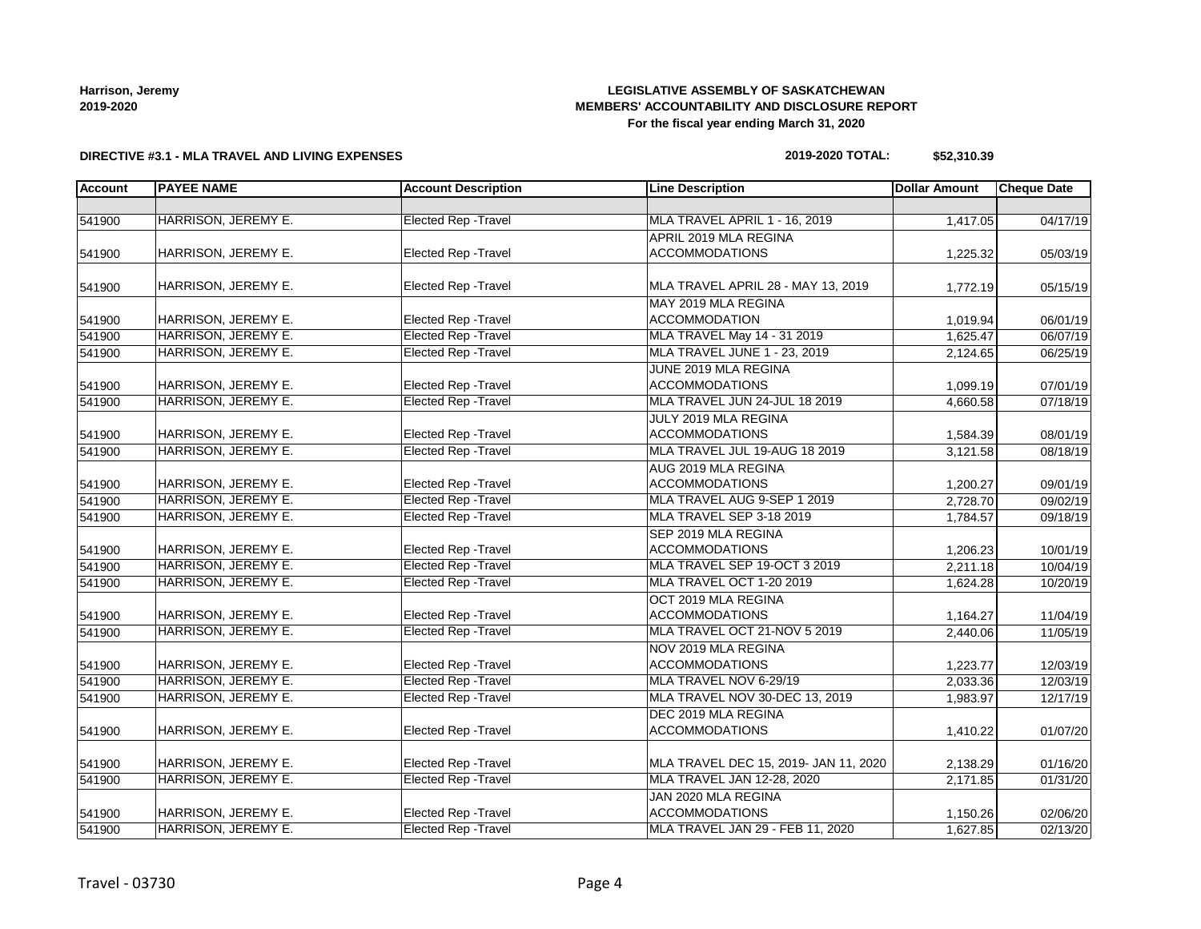**Harrison, Jeremy**
**2019-2020**

**LEGISLATIVE ASSEMBLY OF SASKATCHEWAN**
**MEMBERS' ACCOUNTABILITY AND DISCLOSURE REPORT**
**For the fiscal year ending March 31, 2020**

**DIRECTIVE #3.1 - MLA TRAVEL AND LIVING EXPENSES**

**2019-2020 TOTAL: $52,310.39**

| Account | PAYEE NAME | Account Description | Line Description | Dollar Amount | Cheque Date |
|---|---|---|---|---|---|
| | | | | | |
| 541900 | HARRISON, JEREMY E. | Elected Rep -Travel | MLA TRAVEL APRIL 1 - 16, 2019 | 1,417.05 | 04/17/19 |
| 541900 | HARRISON, JEREMY E. | Elected Rep -Travel | APRIL 2019 MLA REGINA ACCOMMODATIONS | 1,225.32 | 05/03/19 |
| 541900 | HARRISON, JEREMY E. | Elected Rep -Travel | MLA TRAVEL APRIL 28 - MAY 13, 2019 | 1,772.19 | 05/15/19 |
| 541900 | HARRISON, JEREMY E. | Elected Rep -Travel | MAY 2019 MLA REGINA ACCOMMODATION | 1,019.94 | 06/01/19 |
| 541900 | HARRISON, JEREMY E. | Elected Rep -Travel | MLA TRAVEL May 14 - 31 2019 | 1,625.47 | 06/07/19 |
| 541900 | HARRISON, JEREMY E. | Elected Rep -Travel | MLA TRAVEL JUNE 1 - 23, 2019 | 2,124.65 | 06/25/19 |
| 541900 | HARRISON, JEREMY E. | Elected Rep -Travel | JUNE 2019 MLA REGINA ACCOMMODATIONS | 1,099.19 | 07/01/19 |
| 541900 | HARRISON, JEREMY E. | Elected Rep -Travel | MLA TRAVEL JUN 24-JUL 18 2019 | 4,660.58 | 07/18/19 |
| 541900 | HARRISON, JEREMY E. | Elected Rep -Travel | JULY 2019 MLA REGINA ACCOMMODATIONS | 1,584.39 | 08/01/19 |
| 541900 | HARRISON, JEREMY E. | Elected Rep -Travel | MLA TRAVEL JUL 19-AUG 18 2019 | 3,121.58 | 08/18/19 |
| 541900 | HARRISON, JEREMY E. | Elected Rep -Travel | AUG 2019 MLA REGINA ACCOMMODATIONS | 1,200.27 | 09/01/19 |
| 541900 | HARRISON, JEREMY E. | Elected Rep -Travel | MLA TRAVEL AUG 9-SEP 1 2019 | 2,728.70 | 09/02/19 |
| 541900 | HARRISON, JEREMY E. | Elected Rep -Travel | MLA TRAVEL SEP 3-18 2019 | 1,784.57 | 09/18/19 |
| 541900 | HARRISON, JEREMY E. | Elected Rep -Travel | SEP 2019 MLA REGINA ACCOMMODATIONS | 1,206.23 | 10/01/19 |
| 541900 | HARRISON, JEREMY E. | Elected Rep -Travel | MLA TRAVEL SEP 19-OCT 3 2019 | 2,211.18 | 10/04/19 |
| 541900 | HARRISON, JEREMY E. | Elected Rep -Travel | MLA TRAVEL OCT 1-20 2019 | 1,624.28 | 10/20/19 |
| 541900 | HARRISON, JEREMY E. | Elected Rep -Travel | OCT 2019 MLA REGINA ACCOMMODATIONS | 1,164.27 | 11/04/19 |
| 541900 | HARRISON, JEREMY E. | Elected Rep -Travel | MLA TRAVEL OCT 21-NOV 5 2019 | 2,440.06 | 11/05/19 |
| 541900 | HARRISON, JEREMY E. | Elected Rep -Travel | NOV 2019 MLA REGINA ACCOMMODATIONS | 1,223.77 | 12/03/19 |
| 541900 | HARRISON, JEREMY E. | Elected Rep -Travel | MLA TRAVEL NOV 6-29/19 | 2,033.36 | 12/03/19 |
| 541900 | HARRISON, JEREMY E. | Elected Rep -Travel | MLA TRAVEL NOV 30-DEC 13, 2019 | 1,983.97 | 12/17/19 |
| 541900 | HARRISON, JEREMY E. | Elected Rep -Travel | DEC 2019 MLA REGINA ACCOMMODATIONS | 1,410.22 | 01/07/20 |
| 541900 | HARRISON, JEREMY E. | Elected Rep -Travel | MLA TRAVEL DEC 15, 2019- JAN 11, 2020 | 2,138.29 | 01/16/20 |
| 541900 | HARRISON, JEREMY E. | Elected Rep -Travel | MLA TRAVEL JAN 12-28, 2020 | 2,171.85 | 01/31/20 |
| 541900 | HARRISON, JEREMY E. | Elected Rep -Travel | JAN 2020 MLA REGINA ACCOMMODATIONS | 1,150.26 | 02/06/20 |
| 541900 | HARRISON, JEREMY E. | Elected Rep -Travel | MLA TRAVEL JAN 29 - FEB 11, 2020 | 1,627.85 | 02/13/20 |

Travel - 03730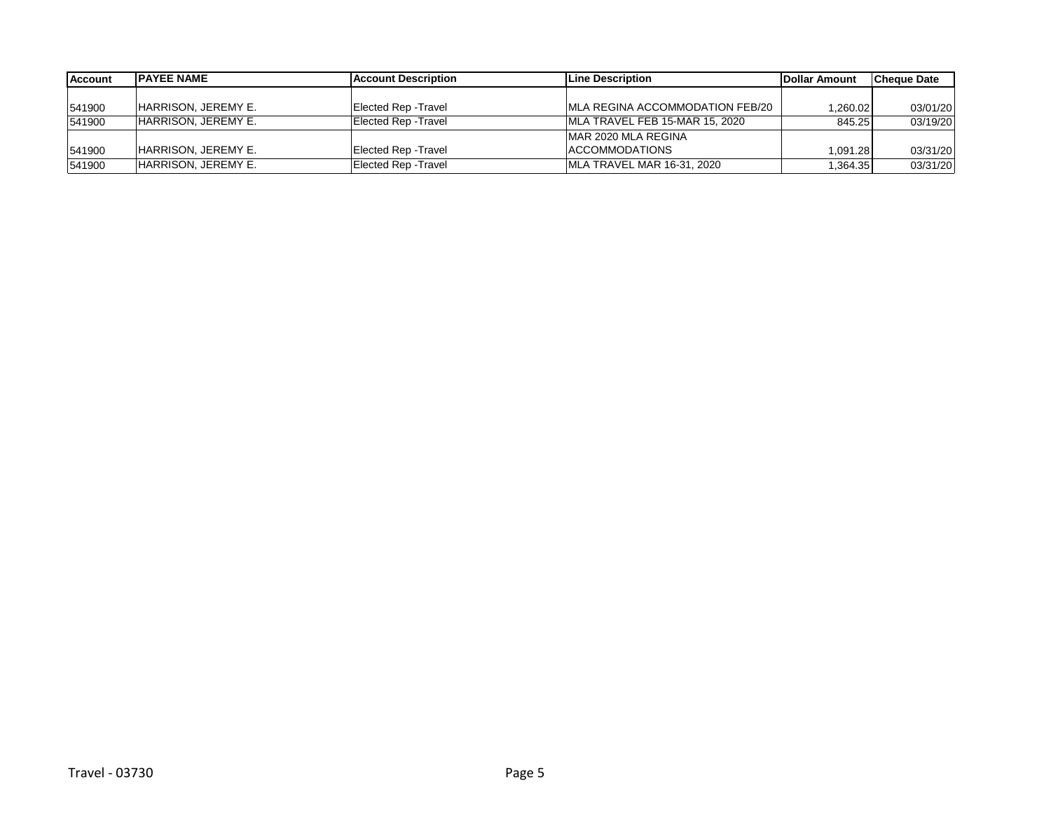| Account | PAYEE NAME | Account Description | Line Description | Dollar Amount | Cheque Date |
|---|---|---|---|---|---|
| 541900 | HARRISON, JEREMY E. | Elected Rep -Travel | MLA REGINA ACCOMMODATION FEB/20 | 1,260.02 | 03/01/20 |
| 541900 | HARRISON, JEREMY E. | Elected Rep -Travel | MLA TRAVEL FEB 15-MAR 15, 2020 | 845.25 | 03/19/20 |
| 541900 | HARRISON, JEREMY E. | Elected Rep -Travel | MAR 2020 MLA REGINA ACCOMMODATIONS | 1,091.28 | 03/31/20 |
| 541900 | HARRISON, JEREMY E. | Elected Rep -Travel | MLA TRAVEL MAR 16-31, 2020 | 1,364.35 | 03/31/20 |

Travel - 03730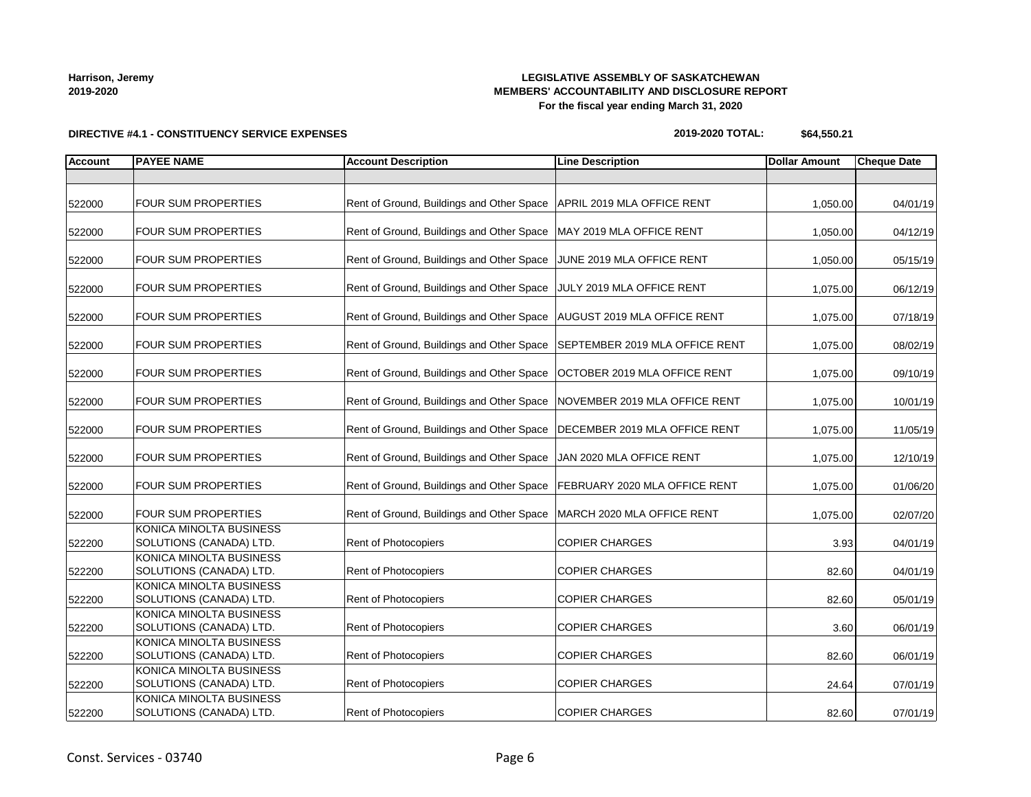Harrison, Jeremy
2019-2020

**LEGISLATIVE ASSEMBLY OF SASKATCHEWAN**
**MEMBERS' ACCOUNTABILITY AND DISCLOSURE REPORT**
**For the fiscal year ending March 31, 2020**

**DIRECTIVE #4.1 - CONSTITUENCY SERVICE EXPENSES**

**2019-2020 TOTAL: $64,550.21**

| Account | PAYEE NAME | Account Description | Line Description | Dollar Amount | Cheque Date |
|---|---|---|---|---|---|
| | | | | | |
| 522000 | FOUR SUM PROPERTIES | Rent of Ground, Buildings and Other Space | APRIL 2019 MLA OFFICE RENT | 1,050.00 | 04/01/19 |
| 522000 | FOUR SUM PROPERTIES | Rent of Ground, Buildings and Other Space | MAY 2019 MLA OFFICE RENT | 1,050.00 | 04/12/19 |
| 522000 | FOUR SUM PROPERTIES | Rent of Ground, Buildings and Other Space | JUNE 2019 MLA OFFICE RENT | 1,050.00 | 05/15/19 |
| 522000 | FOUR SUM PROPERTIES | Rent of Ground, Buildings and Other Space | JULY 2019 MLA OFFICE RENT | 1,075.00 | 06/12/19 |
| 522000 | FOUR SUM PROPERTIES | Rent of Ground, Buildings and Other Space | AUGUST 2019 MLA OFFICE RENT | 1,075.00 | 07/18/19 |
| 522000 | FOUR SUM PROPERTIES | Rent of Ground, Buildings and Other Space | SEPTEMBER 2019 MLA OFFICE RENT | 1,075.00 | 08/02/19 |
| 522000 | FOUR SUM PROPERTIES | Rent of Ground, Buildings and Other Space | OCTOBER 2019 MLA OFFICE RENT | 1,075.00 | 09/10/19 |
| 522000 | FOUR SUM PROPERTIES | Rent of Ground, Buildings and Other Space | NOVEMBER 2019 MLA OFFICE RENT | 1,075.00 | 10/01/19 |
| 522000 | FOUR SUM PROPERTIES | Rent of Ground, Buildings and Other Space | DECEMBER 2019 MLA OFFICE RENT | 1,075.00 | 11/05/19 |
| 522000 | FOUR SUM PROPERTIES | Rent of Ground, Buildings and Other Space | JAN 2020 MLA OFFICE RENT | 1,075.00 | 12/10/19 |
| 522000 | FOUR SUM PROPERTIES | Rent of Ground, Buildings and Other Space | FEBRUARY 2020 MLA OFFICE RENT | 1,075.00 | 01/06/20 |
| 522000 | FOUR SUM PROPERTIES | Rent of Ground, Buildings and Other Space | MARCH 2020 MLA OFFICE RENT | 1,075.00 | 02/07/20 |
| 522200 | KONICA MINOLTA BUSINESS SOLUTIONS (CANADA) LTD. | Rent of Photocopiers | COPIER CHARGES | 3.93 | 04/01/19 |
| 522200 | KONICA MINOLTA BUSINESS SOLUTIONS (CANADA) LTD. | Rent of Photocopiers | COPIER CHARGES | 82.60 | 04/01/19 |
| 522200 | KONICA MINOLTA BUSINESS SOLUTIONS (CANADA) LTD. | Rent of Photocopiers | COPIER CHARGES | 82.60 | 05/01/19 |
| 522200 | KONICA MINOLTA BUSINESS SOLUTIONS (CANADA) LTD. | Rent of Photocopiers | COPIER CHARGES | 3.60 | 06/01/19 |
| 522200 | KONICA MINOLTA BUSINESS SOLUTIONS (CANADA) LTD. | Rent of Photocopiers | COPIER CHARGES | 82.60 | 06/01/19 |
| 522200 | KONICA MINOLTA BUSINESS SOLUTIONS (CANADA) LTD. | Rent of Photocopiers | COPIER CHARGES | 24.64 | 07/01/19 |
| 522200 | KONICA MINOLTA BUSINESS SOLUTIONS (CANADA) LTD. | Rent of Photocopiers | COPIER CHARGES | 82.60 | 07/01/19 |

Const. Services - 03740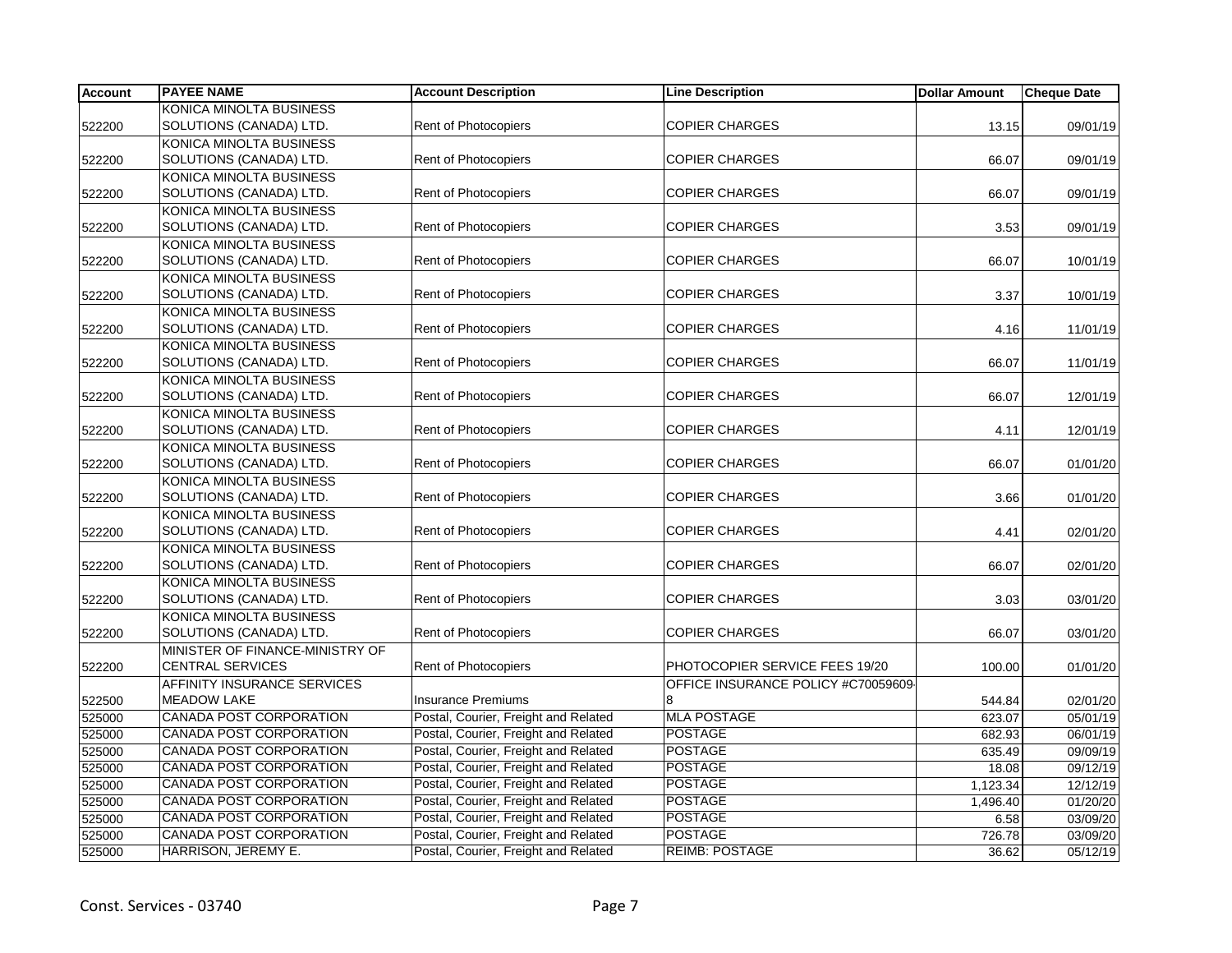| Account | PAYEE NAME | Account Description | Line Description | Dollar Amount | Cheque Date |
|---|---|---|---|---|---|
| 522200 | KONICA MINOLTA BUSINESS SOLUTIONS (CANADA) LTD. | Rent of Photocopiers | COPIER CHARGES | 13.15 | 09/01/19 |
| 522200 | KONICA MINOLTA BUSINESS SOLUTIONS (CANADA) LTD. | Rent of Photocopiers | COPIER CHARGES | 66.07 | 09/01/19 |
| 522200 | KONICA MINOLTA BUSINESS SOLUTIONS (CANADA) LTD. | Rent of Photocopiers | COPIER CHARGES | 66.07 | 09/01/19 |
| 522200 | KONICA MINOLTA BUSINESS SOLUTIONS (CANADA) LTD. | Rent of Photocopiers | COPIER CHARGES | 3.53 | 09/01/19 |
| 522200 | KONICA MINOLTA BUSINESS SOLUTIONS (CANADA) LTD. | Rent of Photocopiers | COPIER CHARGES | 66.07 | 10/01/19 |
| 522200 | KONICA MINOLTA BUSINESS SOLUTIONS (CANADA) LTD. | Rent of Photocopiers | COPIER CHARGES | 3.37 | 10/01/19 |
| 522200 | KONICA MINOLTA BUSINESS SOLUTIONS (CANADA) LTD. | Rent of Photocopiers | COPIER CHARGES | 4.16 | 11/01/19 |
| 522200 | KONICA MINOLTA BUSINESS SOLUTIONS (CANADA) LTD. | Rent of Photocopiers | COPIER CHARGES | 66.07 | 11/01/19 |
| 522200 | KONICA MINOLTA BUSINESS SOLUTIONS (CANADA) LTD. | Rent of Photocopiers | COPIER CHARGES | 66.07 | 12/01/19 |
| 522200 | KONICA MINOLTA BUSINESS SOLUTIONS (CANADA) LTD. | Rent of Photocopiers | COPIER CHARGES | 4.11 | 12/01/19 |
| 522200 | KONICA MINOLTA BUSINESS SOLUTIONS (CANADA) LTD. | Rent of Photocopiers | COPIER CHARGES | 66.07 | 01/01/20 |
| 522200 | KONICA MINOLTA BUSINESS SOLUTIONS (CANADA) LTD. | Rent of Photocopiers | COPIER CHARGES | 3.66 | 01/01/20 |
| 522200 | KONICA MINOLTA BUSINESS SOLUTIONS (CANADA) LTD. | Rent of Photocopiers | COPIER CHARGES | 4.41 | 02/01/20 |
| 522200 | KONICA MINOLTA BUSINESS SOLUTIONS (CANADA) LTD. | Rent of Photocopiers | COPIER CHARGES | 66.07 | 02/01/20 |
| 522200 | KONICA MINOLTA BUSINESS SOLUTIONS (CANADA) LTD. | Rent of Photocopiers | COPIER CHARGES | 3.03 | 03/01/20 |
| 522200 | KONICA MINOLTA BUSINESS SOLUTIONS (CANADA) LTD. | Rent of Photocopiers | COPIER CHARGES | 66.07 | 03/01/20 |
| 522200 | MINISTER OF FINANCE-MINISTRY OF CENTRAL SERVICES | Rent of Photocopiers | PHOTOCOPIER SERVICE FEES 19/20 | 100.00 | 01/01/20 |
| 522500 | AFFINITY INSURANCE SERVICES MEADOW LAKE | Insurance Premiums | OFFICE INSURANCE POLICY #C70059609-8 | 544.84 | 02/01/20 |
| 525000 | CANADA POST CORPORATION | Postal, Courier, Freight and Related | MLA POSTAGE | 623.07 | 05/01/19 |
| 525000 | CANADA POST CORPORATION | Postal, Courier, Freight and Related | POSTAGE | 682.93 | 06/01/19 |
| 525000 | CANADA POST CORPORATION | Postal, Courier, Freight and Related | POSTAGE | 635.49 | 09/09/19 |
| 525000 | CANADA POST CORPORATION | Postal, Courier, Freight and Related | POSTAGE | 18.08 | 09/12/19 |
| 525000 | CANADA POST CORPORATION | Postal, Courier, Freight and Related | POSTAGE | 1,123.34 | 12/12/19 |
| 525000 | CANADA POST CORPORATION | Postal, Courier, Freight and Related | POSTAGE | 1,496.40 | 01/20/20 |
| 525000 | CANADA POST CORPORATION | Postal, Courier, Freight and Related | POSTAGE | 6.58 | 03/09/20 |
| 525000 | CANADA POST CORPORATION | Postal, Courier, Freight and Related | POSTAGE | 726.78 | 03/09/20 |
| 525000 | HARRISON, JEREMY E. | Postal, Courier, Freight and Related | REIMB: POSTAGE | 36.62 | 05/12/19 |

Const. Services - 03740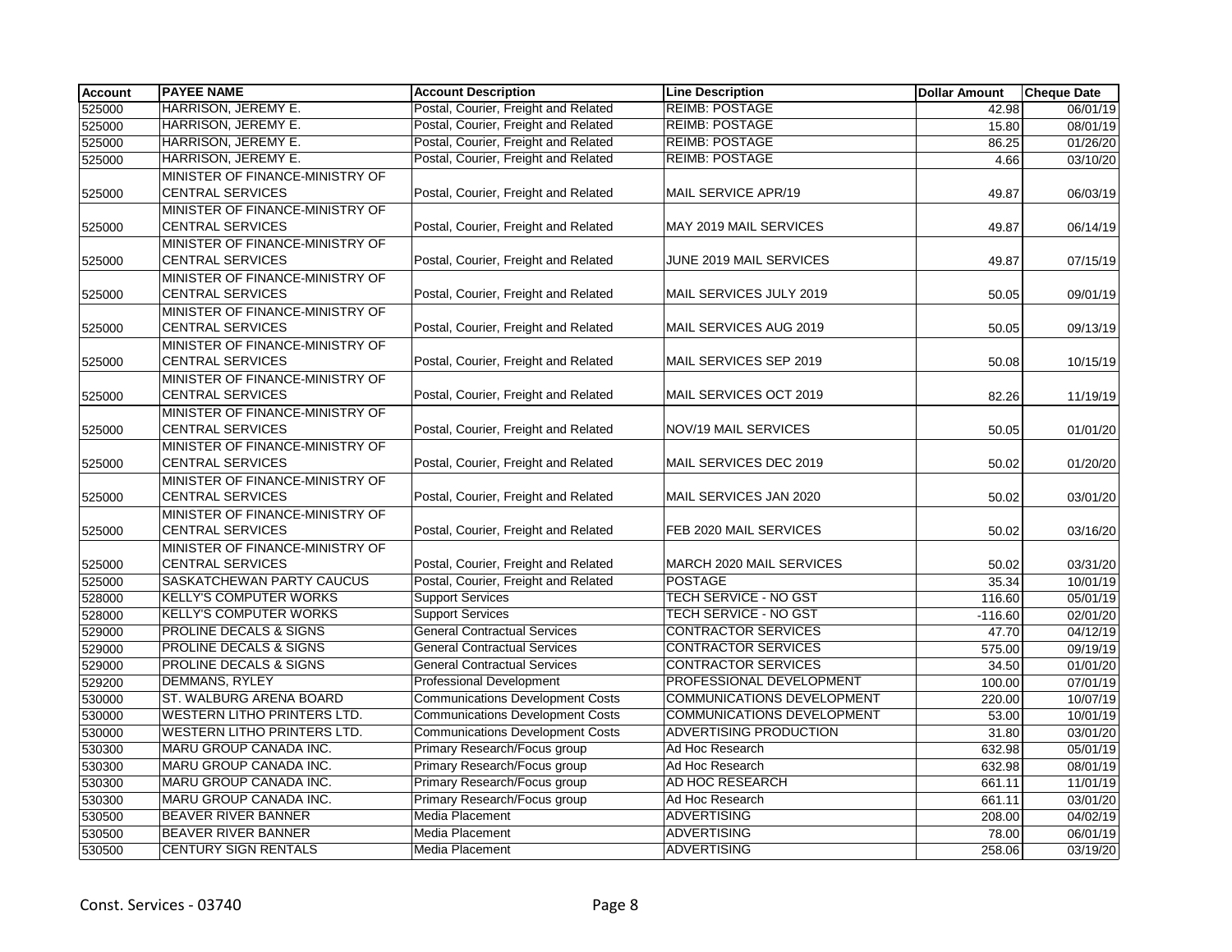| Account | PAYEE NAME | Account Description | Line Description | Dollar Amount | Cheque Date |
| --- | --- | --- | --- | --- | --- |
| 525000 | HARRISON, JEREMY E. | Postal, Courier, Freight and Related | REIMB: POSTAGE | 42.98 | 06/01/19 |
| 525000 | HARRISON, JEREMY E. | Postal, Courier, Freight and Related | REIMB: POSTAGE | 15.80 | 08/01/19 |
| 525000 | HARRISON, JEREMY E. | Postal, Courier, Freight and Related | REIMB: POSTAGE | 86.25 | 01/26/20 |
| 525000 | HARRISON, JEREMY E. | Postal, Courier, Freight and Related | REIMB: POSTAGE | 4.66 | 03/10/20 |
| 525000 | MINISTER OF FINANCE-MINISTRY OF CENTRAL SERVICES | Postal, Courier, Freight and Related | MAIL SERVICE APR/19 | 49.87 | 06/03/19 |
| 525000 | MINISTER OF FINANCE-MINISTRY OF CENTRAL SERVICES | Postal, Courier, Freight and Related | MAY 2019 MAIL SERVICES | 49.87 | 06/14/19 |
| 525000 | MINISTER OF FINANCE-MINISTRY OF CENTRAL SERVICES | Postal, Courier, Freight and Related | JUNE 2019 MAIL SERVICES | 49.87 | 07/15/19 |
| 525000 | MINISTER OF FINANCE-MINISTRY OF CENTRAL SERVICES | Postal, Courier, Freight and Related | MAIL SERVICES JULY 2019 | 50.05 | 09/01/19 |
| 525000 | MINISTER OF FINANCE-MINISTRY OF CENTRAL SERVICES | Postal, Courier, Freight and Related | MAIL SERVICES AUG 2019 | 50.05 | 09/13/19 |
| 525000 | MINISTER OF FINANCE-MINISTRY OF CENTRAL SERVICES | Postal, Courier, Freight and Related | MAIL SERVICES SEP 2019 | 50.08 | 10/15/19 |
| 525000 | MINISTER OF FINANCE-MINISTRY OF CENTRAL SERVICES | Postal, Courier, Freight and Related | MAIL SERVICES OCT 2019 | 82.26 | 11/19/19 |
| 525000 | MINISTER OF FINANCE-MINISTRY OF CENTRAL SERVICES | Postal, Courier, Freight and Related | NOV/19 MAIL SERVICES | 50.05 | 01/01/20 |
| 525000 | MINISTER OF FINANCE-MINISTRY OF CENTRAL SERVICES | Postal, Courier, Freight and Related | MAIL SERVICES DEC 2019 | 50.02 | 01/20/20 |
| 525000 | MINISTER OF FINANCE-MINISTRY OF CENTRAL SERVICES | Postal, Courier, Freight and Related | MAIL SERVICES JAN 2020 | 50.02 | 03/01/20 |
| 525000 | MINISTER OF FINANCE-MINISTRY OF CENTRAL SERVICES | Postal, Courier, Freight and Related | FEB 2020 MAIL SERVICES | 50.02 | 03/16/20 |
| 525000 | MINISTER OF FINANCE-MINISTRY OF CENTRAL SERVICES | Postal, Courier, Freight and Related | MARCH 2020 MAIL SERVICES | 50.02 | 03/31/20 |
| 525000 | SASKATCHEWAN PARTY CAUCUS | Postal, Courier, Freight and Related | POSTAGE | 35.34 | 10/01/19 |
| 528000 | KELLY'S COMPUTER WORKS | Support Services | TECH SERVICE - NO GST | 116.60 | 05/01/19 |
| 528000 | KELLY'S COMPUTER WORKS | Support Services | TECH SERVICE - NO GST | -116.60 | 02/01/20 |
| 529000 | PROLINE DECALS & SIGNS | General Contractual Services | CONTRACTOR SERVICES | 47.70 | 04/12/19 |
| 529000 | PROLINE DECALS & SIGNS | General Contractual Services | CONTRACTOR SERVICES | 575.00 | 09/19/19 |
| 529000 | PROLINE DECALS & SIGNS | General Contractual Services | CONTRACTOR SERVICES | 34.50 | 01/01/20 |
| 529200 | DEMMANS, RYLEY | Professional Development | PROFESSIONAL DEVELOPMENT | 100.00 | 07/01/19 |
| 530000 | ST. WALBURG ARENA BOARD | Communications Development Costs | COMMUNICATIONS DEVELOPMENT | 220.00 | 10/07/19 |
| 530000 | WESTERN LITHO PRINTERS LTD. | Communications Development Costs | COMMUNICATIONS DEVELOPMENT | 53.00 | 10/01/19 |
| 530000 | WESTERN LITHO PRINTERS LTD. | Communications Development Costs | ADVERTISING PRODUCTION | 31.80 | 03/01/20 |
| 530300 | MARU GROUP CANADA INC. | Primary Research/Focus group | Ad Hoc Research | 632.98 | 05/01/19 |
| 530300 | MARU GROUP CANADA INC. | Primary Research/Focus group | Ad Hoc Research | 632.98 | 08/01/19 |
| 530300 | MARU GROUP CANADA INC. | Primary Research/Focus group | AD HOC RESEARCH | 661.11 | 11/01/19 |
| 530300 | MARU GROUP CANADA INC. | Primary Research/Focus group | Ad Hoc Research | 661.11 | 03/01/20 |
| 530500 | BEAVER RIVER BANNER | Media Placement | ADVERTISING | 208.00 | 04/02/19 |
| 530500 | BEAVER RIVER BANNER | Media Placement | ADVERTISING | 78.00 | 06/01/19 |
| 530500 | CENTURY SIGN RENTALS | Media Placement | ADVERTISING | 258.06 | 03/19/20 |

Const. Services - 03740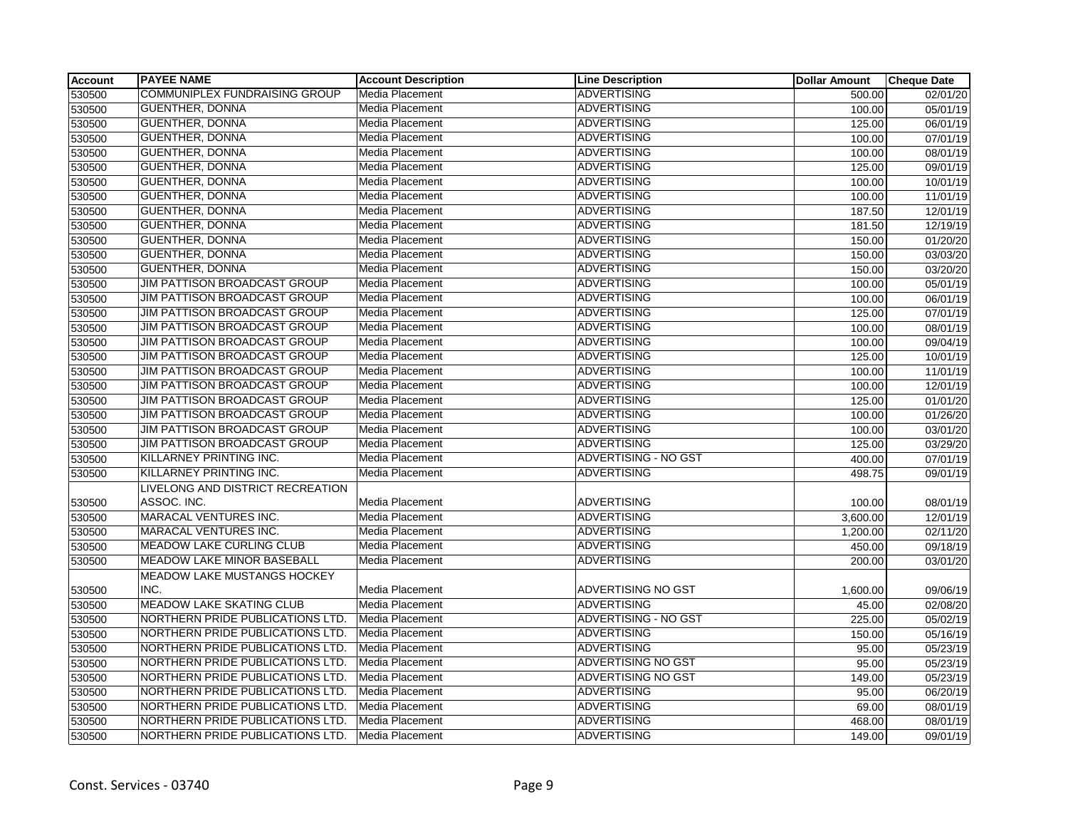| Account | PAYEE NAME | Account Description | Line Description | Dollar Amount | Cheque Date |
|---|---|---|---|---|---|
| 530500 | COMMUNIPLEX FUNDRAISING GROUP | Media Placement | ADVERTISING | 500.00 | 02/01/20 |
| 530500 | GUENTHER, DONNA | Media Placement | ADVERTISING | 100.00 | 05/01/19 |
| 530500 | GUENTHER, DONNA | Media Placement | ADVERTISING | 125.00 | 06/01/19 |
| 530500 | GUENTHER, DONNA | Media Placement | ADVERTISING | 100.00 | 07/01/19 |
| 530500 | GUENTHER, DONNA | Media Placement | ADVERTISING | 100.00 | 08/01/19 |
| 530500 | GUENTHER, DONNA | Media Placement | ADVERTISING | 125.00 | 09/01/19 |
| 530500 | GUENTHER, DONNA | Media Placement | ADVERTISING | 100.00 | 10/01/19 |
| 530500 | GUENTHER, DONNA | Media Placement | ADVERTISING | 100.00 | 11/01/19 |
| 530500 | GUENTHER, DONNA | Media Placement | ADVERTISING | 187.50 | 12/01/19 |
| 530500 | GUENTHER, DONNA | Media Placement | ADVERTISING | 181.50 | 12/19/19 |
| 530500 | GUENTHER, DONNA | Media Placement | ADVERTISING | 150.00 | 01/20/20 |
| 530500 | GUENTHER, DONNA | Media Placement | ADVERTISING | 150.00 | 03/03/20 |
| 530500 | GUENTHER, DONNA | Media Placement | ADVERTISING | 150.00 | 03/20/20 |
| 530500 | JIM PATTISON BROADCAST GROUP | Media Placement | ADVERTISING | 100.00 | 05/01/19 |
| 530500 | JIM PATTISON BROADCAST GROUP | Media Placement | ADVERTISING | 100.00 | 06/01/19 |
| 530500 | JIM PATTISON BROADCAST GROUP | Media Placement | ADVERTISING | 125.00 | 07/01/19 |
| 530500 | JIM PATTISON BROADCAST GROUP | Media Placement | ADVERTISING | 100.00 | 08/01/19 |
| 530500 | JIM PATTISON BROADCAST GROUP | Media Placement | ADVERTISING | 100.00 | 09/04/19 |
| 530500 | JIM PATTISON BROADCAST GROUP | Media Placement | ADVERTISING | 125.00 | 10/01/19 |
| 530500 | JIM PATTISON BROADCAST GROUP | Media Placement | ADVERTISING | 100.00 | 11/01/19 |
| 530500 | JIM PATTISON BROADCAST GROUP | Media Placement | ADVERTISING | 100.00 | 12/01/19 |
| 530500 | JIM PATTISON BROADCAST GROUP | Media Placement | ADVERTISING | 125.00 | 01/01/20 |
| 530500 | JIM PATTISON BROADCAST GROUP | Media Placement | ADVERTISING | 100.00 | 01/26/20 |
| 530500 | JIM PATTISON BROADCAST GROUP | Media Placement | ADVERTISING | 100.00 | 03/01/20 |
| 530500 | JIM PATTISON BROADCAST GROUP | Media Placement | ADVERTISING | 125.00 | 03/29/20 |
| 530500 | KILLARNEY PRINTING INC. | Media Placement | ADVERTISING - NO GST | 400.00 | 07/01/19 |
| 530500 | KILLARNEY PRINTING INC. | Media Placement | ADVERTISING | 498.75 | 09/01/19 |
| 530500 | LIVELONG AND DISTRICT RECREATION ASSOC. INC. | Media Placement | ADVERTISING | 100.00 | 08/01/19 |
| 530500 | MARACAL VENTURES INC. | Media Placement | ADVERTISING | 3,600.00 | 12/01/19 |
| 530500 | MARACAL VENTURES INC. | Media Placement | ADVERTISING | 1,200.00 | 02/11/20 |
| 530500 | MEADOW LAKE CURLING CLUB | Media Placement | ADVERTISING | 450.00 | 09/18/19 |
| 530500 | MEADOW LAKE MINOR BASEBALL | Media Placement | ADVERTISING | 200.00 | 03/01/20 |
| 530500 | MEADOW LAKE MUSTANGS HOCKEY INC. | Media Placement | ADVERTISING NO GST | 1,600.00 | 09/06/19 |
| 530500 | MEADOW LAKE SKATING CLUB | Media Placement | ADVERTISING | 45.00 | 02/08/20 |
| 530500 | NORTHERN PRIDE PUBLICATIONS LTD. | Media Placement | ADVERTISING - NO GST | 225.00 | 05/02/19 |
| 530500 | NORTHERN PRIDE PUBLICATIONS LTD. | Media Placement | ADVERTISING | 150.00 | 05/16/19 |
| 530500 | NORTHERN PRIDE PUBLICATIONS LTD. | Media Placement | ADVERTISING | 95.00 | 05/23/19 |
| 530500 | NORTHERN PRIDE PUBLICATIONS LTD. | Media Placement | ADVERTISING NO GST | 95.00 | 05/23/19 |
| 530500 | NORTHERN PRIDE PUBLICATIONS LTD. | Media Placement | ADVERTISING NO GST | 149.00 | 05/23/19 |
| 530500 | NORTHERN PRIDE PUBLICATIONS LTD. | Media Placement | ADVERTISING | 95.00 | 06/20/19 |
| 530500 | NORTHERN PRIDE PUBLICATIONS LTD. | Media Placement | ADVERTISING | 69.00 | 08/01/19 |
| 530500 | NORTHERN PRIDE PUBLICATIONS LTD. | Media Placement | ADVERTISING | 468.00 | 08/01/19 |
| 530500 | NORTHERN PRIDE PUBLICATIONS LTD. | Media Placement | ADVERTISING | 149.00 | 09/01/19 |

Const. Services - 03740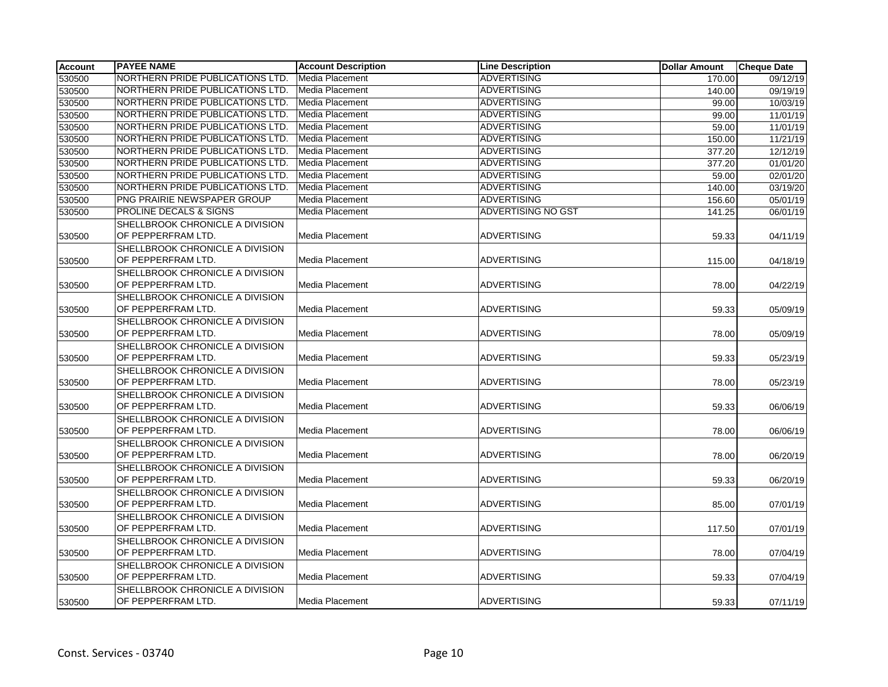| Account | PAYEE NAME | Account Description | Line Description | Dollar Amount | Cheque Date |
|---|---|---|---|---|---|
| 530500 | NORTHERN PRIDE PUBLICATIONS LTD. | Media Placement | ADVERTISING | 170.00 | 09/12/19 |
| 530500 | NORTHERN PRIDE PUBLICATIONS LTD. | Media Placement | ADVERTISING | 140.00 | 09/19/19 |
| 530500 | NORTHERN PRIDE PUBLICATIONS LTD. | Media Placement | ADVERTISING | 99.00 | 10/03/19 |
| 530500 | NORTHERN PRIDE PUBLICATIONS LTD. | Media Placement | ADVERTISING | 99.00 | 11/01/19 |
| 530500 | NORTHERN PRIDE PUBLICATIONS LTD. | Media Placement | ADVERTISING | 59.00 | 11/01/19 |
| 530500 | NORTHERN PRIDE PUBLICATIONS LTD. | Media Placement | ADVERTISING | 150.00 | 11/21/19 |
| 530500 | NORTHERN PRIDE PUBLICATIONS LTD. | Media Placement | ADVERTISING | 377.20 | 12/12/19 |
| 530500 | NORTHERN PRIDE PUBLICATIONS LTD. | Media Placement | ADVERTISING | 377.20 | 01/01/20 |
| 530500 | NORTHERN PRIDE PUBLICATIONS LTD. | Media Placement | ADVERTISING | 59.00 | 02/01/20 |
| 530500 | NORTHERN PRIDE PUBLICATIONS LTD. | Media Placement | ADVERTISING | 140.00 | 03/19/20 |
| 530500 | PNG PRAIRIE NEWSPAPER GROUP | Media Placement | ADVERTISING | 156.60 | 05/01/19 |
| 530500 | PROLINE DECALS & SIGNS | Media Placement | ADVERTISING NO GST | 141.25 | 06/01/19 |
| 530500 | SHELLBROOK CHRONICLE A DIVISION OF PEPPERFRAM LTD. | Media Placement | ADVERTISING | 59.33 | 04/11/19 |
| 530500 | SHELLBROOK CHRONICLE A DIVISION OF PEPPERFRAM LTD. | Media Placement | ADVERTISING | 115.00 | 04/18/19 |
| 530500 | SHELLBROOK CHRONICLE A DIVISION OF PEPPERFRAM LTD. | Media Placement | ADVERTISING | 78.00 | 04/22/19 |
| 530500 | SHELLBROOK CHRONICLE A DIVISION OF PEPPERFRAM LTD. | Media Placement | ADVERTISING | 59.33 | 05/09/19 |
| 530500 | SHELLBROOK CHRONICLE A DIVISION OF PEPPERFRAM LTD. | Media Placement | ADVERTISING | 78.00 | 05/09/19 |
| 530500 | SHELLBROOK CHRONICLE A DIVISION OF PEPPERFRAM LTD. | Media Placement | ADVERTISING | 59.33 | 05/23/19 |
| 530500 | SHELLBROOK CHRONICLE A DIVISION OF PEPPERFRAM LTD. | Media Placement | ADVERTISING | 78.00 | 05/23/19 |
| 530500 | SHELLBROOK CHRONICLE A DIVISION OF PEPPERFRAM LTD. | Media Placement | ADVERTISING | 59.33 | 06/06/19 |
| 530500 | SHELLBROOK CHRONICLE A DIVISION OF PEPPERFRAM LTD. | Media Placement | ADVERTISING | 78.00 | 06/06/19 |
| 530500 | SHELLBROOK CHRONICLE A DIVISION OF PEPPERFRAM LTD. | Media Placement | ADVERTISING | 78.00 | 06/20/19 |
| 530500 | SHELLBROOK CHRONICLE A DIVISION OF PEPPERFRAM LTD. | Media Placement | ADVERTISING | 59.33 | 06/20/19 |
| 530500 | SHELLBROOK CHRONICLE A DIVISION OF PEPPERFRAM LTD. | Media Placement | ADVERTISING | 85.00 | 07/01/19 |
| 530500 | SHELLBROOK CHRONICLE A DIVISION OF PEPPERFRAM LTD. | Media Placement | ADVERTISING | 117.50 | 07/01/19 |
| 530500 | SHELLBROOK CHRONICLE A DIVISION OF PEPPERFRAM LTD. | Media Placement | ADVERTISING | 78.00 | 07/04/19 |
| 530500 | SHELLBROOK CHRONICLE A DIVISION OF PEPPERFRAM LTD. | Media Placement | ADVERTISING | 59.33 | 07/04/19 |
| 530500 | SHELLBROOK CHRONICLE A DIVISION OF PEPPERFRAM LTD. | Media Placement | ADVERTISING | 59.33 | 07/11/19 |

Const. Services - 03740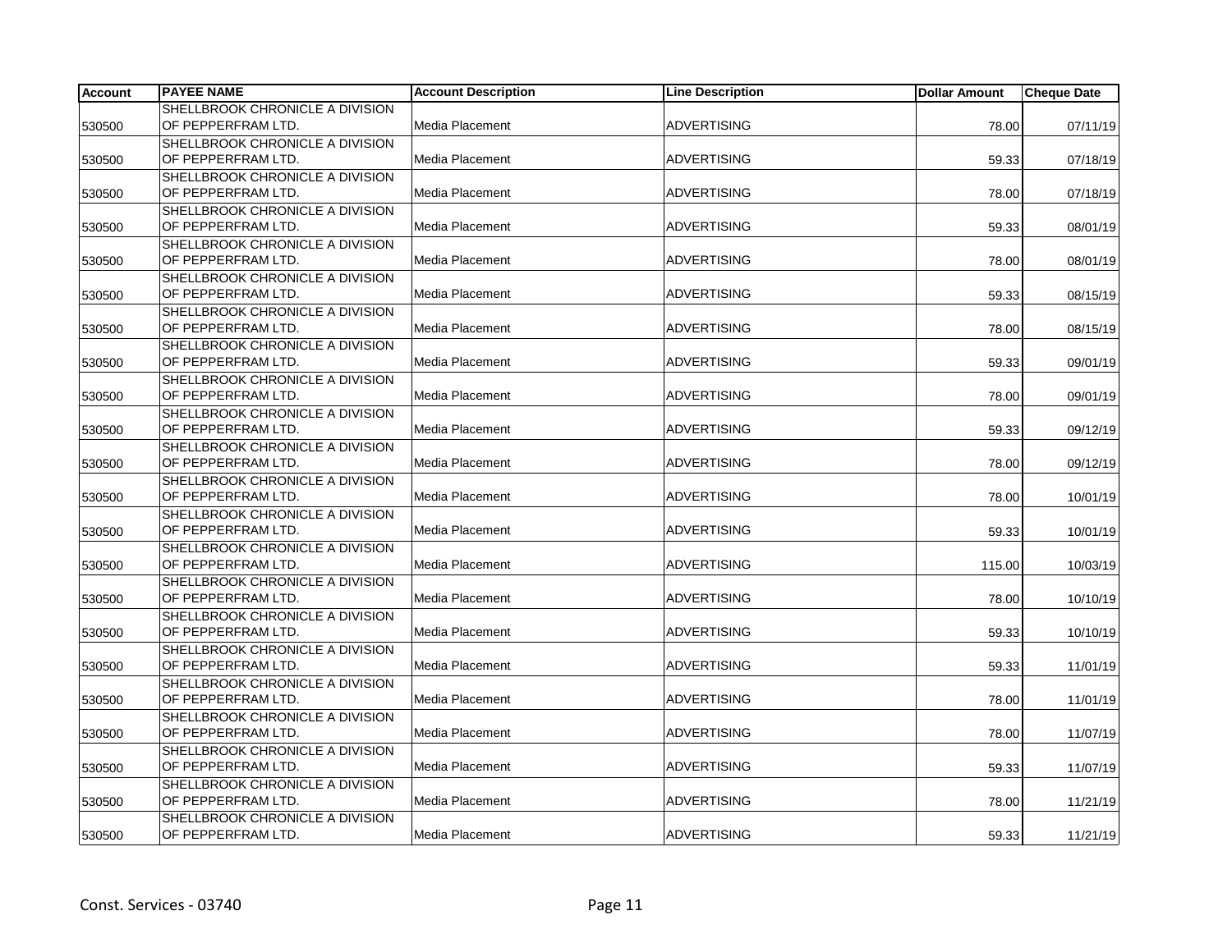| Account | PAYEE NAME | Account Description | Line Description | Dollar Amount | Cheque Date |
|---|---|---|---|---|---|
| 530500 | SHELLBROOK CHRONICLE A DIVISION OF PEPPERFRAM LTD. | Media Placement | ADVERTISING | 78.00 | 07/11/19 |
| 530500 | SHELLBROOK CHRONICLE A DIVISION OF PEPPERFRAM LTD. | Media Placement | ADVERTISING | 59.33 | 07/18/19 |
| 530500 | SHELLBROOK CHRONICLE A DIVISION OF PEPPERFRAM LTD. | Media Placement | ADVERTISING | 78.00 | 07/18/19 |
| 530500 | SHELLBROOK CHRONICLE A DIVISION OF PEPPERFRAM LTD. | Media Placement | ADVERTISING | 59.33 | 08/01/19 |
| 530500 | SHELLBROOK CHRONICLE A DIVISION OF PEPPERFRAM LTD. | Media Placement | ADVERTISING | 78.00 | 08/01/19 |
| 530500 | SHELLBROOK CHRONICLE A DIVISION OF PEPPERFRAM LTD. | Media Placement | ADVERTISING | 59.33 | 08/15/19 |
| 530500 | SHELLBROOK CHRONICLE A DIVISION OF PEPPERFRAM LTD. | Media Placement | ADVERTISING | 78.00 | 08/15/19 |
| 530500 | SHELLBROOK CHRONICLE A DIVISION OF PEPPERFRAM LTD. | Media Placement | ADVERTISING | 59.33 | 09/01/19 |
| 530500 | SHELLBROOK CHRONICLE A DIVISION OF PEPPERFRAM LTD. | Media Placement | ADVERTISING | 78.00 | 09/01/19 |
| 530500 | SHELLBROOK CHRONICLE A DIVISION OF PEPPERFRAM LTD. | Media Placement | ADVERTISING | 59.33 | 09/12/19 |
| 530500 | SHELLBROOK CHRONICLE A DIVISION OF PEPPERFRAM LTD. | Media Placement | ADVERTISING | 78.00 | 09/12/19 |
| 530500 | SHELLBROOK CHRONICLE A DIVISION OF PEPPERFRAM LTD. | Media Placement | ADVERTISING | 78.00 | 10/01/19 |
| 530500 | SHELLBROOK CHRONICLE A DIVISION OF PEPPERFRAM LTD. | Media Placement | ADVERTISING | 59.33 | 10/01/19 |
| 530500 | SHELLBROOK CHRONICLE A DIVISION OF PEPPERFRAM LTD. | Media Placement | ADVERTISING | 115.00 | 10/03/19 |
| 530500 | SHELLBROOK CHRONICLE A DIVISION OF PEPPERFRAM LTD. | Media Placement | ADVERTISING | 78.00 | 10/10/19 |
| 530500 | SHELLBROOK CHRONICLE A DIVISION OF PEPPERFRAM LTD. | Media Placement | ADVERTISING | 59.33 | 10/10/19 |
| 530500 | SHELLBROOK CHRONICLE A DIVISION OF PEPPERFRAM LTD. | Media Placement | ADVERTISING | 59.33 | 11/01/19 |
| 530500 | SHELLBROOK CHRONICLE A DIVISION OF PEPPERFRAM LTD. | Media Placement | ADVERTISING | 78.00 | 11/01/19 |
| 530500 | SHELLBROOK CHRONICLE A DIVISION OF PEPPERFRAM LTD. | Media Placement | ADVERTISING | 78.00 | 11/07/19 |
| 530500 | SHELLBROOK CHRONICLE A DIVISION OF PEPPERFRAM LTD. | Media Placement | ADVERTISING | 59.33 | 11/07/19 |
| 530500 | SHELLBROOK CHRONICLE A DIVISION OF PEPPERFRAM LTD. | Media Placement | ADVERTISING | 78.00 | 11/21/19 |
| 530500 | SHELLBROOK CHRONICLE A DIVISION OF PEPPERFRAM LTD. | Media Placement | ADVERTISING | 59.33 | 11/21/19 |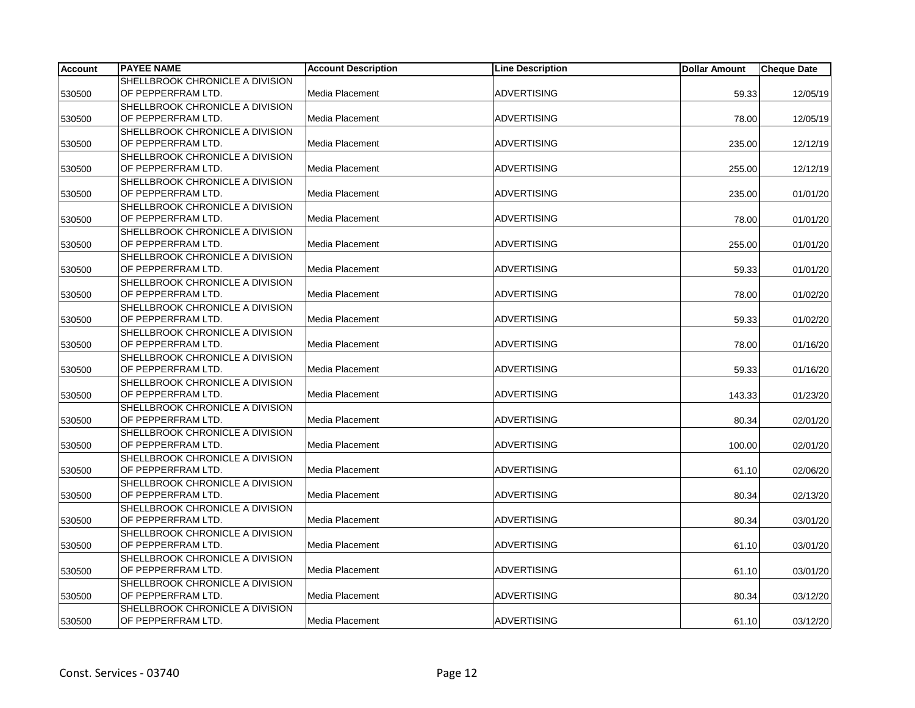| Account | PAYEE NAME | Account Description | Line Description | Dollar Amount | Cheque Date |
|---|---|---|---|---|---|
| 530500 | SHELLBROOK CHRONICLE A DIVISION OF PEPPERFRAM LTD. | Media Placement | ADVERTISING | 59.33 | 12/05/19 |
| 530500 | SHELLBROOK CHRONICLE A DIVISION OF PEPPERFRAM LTD. | Media Placement | ADVERTISING | 78.00 | 12/05/19 |
| 530500 | SHELLBROOK CHRONICLE A DIVISION OF PEPPERFRAM LTD. | Media Placement | ADVERTISING | 235.00 | 12/12/19 |
| 530500 | SHELLBROOK CHRONICLE A DIVISION OF PEPPERFRAM LTD. | Media Placement | ADVERTISING | 255.00 | 12/12/19 |
| 530500 | SHELLBROOK CHRONICLE A DIVISION OF PEPPERFRAM LTD. | Media Placement | ADVERTISING | 235.00 | 01/01/20 |
| 530500 | SHELLBROOK CHRONICLE A DIVISION OF PEPPERFRAM LTD. | Media Placement | ADVERTISING | 78.00 | 01/01/20 |
| 530500 | SHELLBROOK CHRONICLE A DIVISION OF PEPPERFRAM LTD. | Media Placement | ADVERTISING | 255.00 | 01/01/20 |
| 530500 | SHELLBROOK CHRONICLE A DIVISION OF PEPPERFRAM LTD. | Media Placement | ADVERTISING | 59.33 | 01/01/20 |
| 530500 | SHELLBROOK CHRONICLE A DIVISION OF PEPPERFRAM LTD. | Media Placement | ADVERTISING | 78.00 | 01/02/20 |
| 530500 | SHELLBROOK CHRONICLE A DIVISION OF PEPPERFRAM LTD. | Media Placement | ADVERTISING | 59.33 | 01/02/20 |
| 530500 | SHELLBROOK CHRONICLE A DIVISION OF PEPPERFRAM LTD. | Media Placement | ADVERTISING | 78.00 | 01/16/20 |
| 530500 | SHELLBROOK CHRONICLE A DIVISION OF PEPPERFRAM LTD. | Media Placement | ADVERTISING | 59.33 | 01/16/20 |
| 530500 | SHELLBROOK CHRONICLE A DIVISION OF PEPPERFRAM LTD. | Media Placement | ADVERTISING | 143.33 | 01/23/20 |
| 530500 | SHELLBROOK CHRONICLE A DIVISION OF PEPPERFRAM LTD. | Media Placement | ADVERTISING | 80.34 | 02/01/20 |
| 530500 | SHELLBROOK CHRONICLE A DIVISION OF PEPPERFRAM LTD. | Media Placement | ADVERTISING | 100.00 | 02/01/20 |
| 530500 | SHELLBROOK CHRONICLE A DIVISION OF PEPPERFRAM LTD. | Media Placement | ADVERTISING | 61.10 | 02/06/20 |
| 530500 | SHELLBROOK CHRONICLE A DIVISION OF PEPPERFRAM LTD. | Media Placement | ADVERTISING | 80.34 | 02/13/20 |
| 530500 | SHELLBROOK CHRONICLE A DIVISION OF PEPPERFRAM LTD. | Media Placement | ADVERTISING | 80.34 | 03/01/20 |
| 530500 | SHELLBROOK CHRONICLE A DIVISION OF PEPPERFRAM LTD. | Media Placement | ADVERTISING | 61.10 | 03/01/20 |
| 530500 | SHELLBROOK CHRONICLE A DIVISION OF PEPPERFRAM LTD. | Media Placement | ADVERTISING | 61.10 | 03/01/20 |
| 530500 | SHELLBROOK CHRONICLE A DIVISION OF PEPPERFRAM LTD. | Media Placement | ADVERTISING | 80.34 | 03/12/20 |
| 530500 | SHELLBROOK CHRONICLE A DIVISION OF PEPPERFRAM LTD. | Media Placement | ADVERTISING | 61.10 | 03/12/20 |

Const. Services - 03740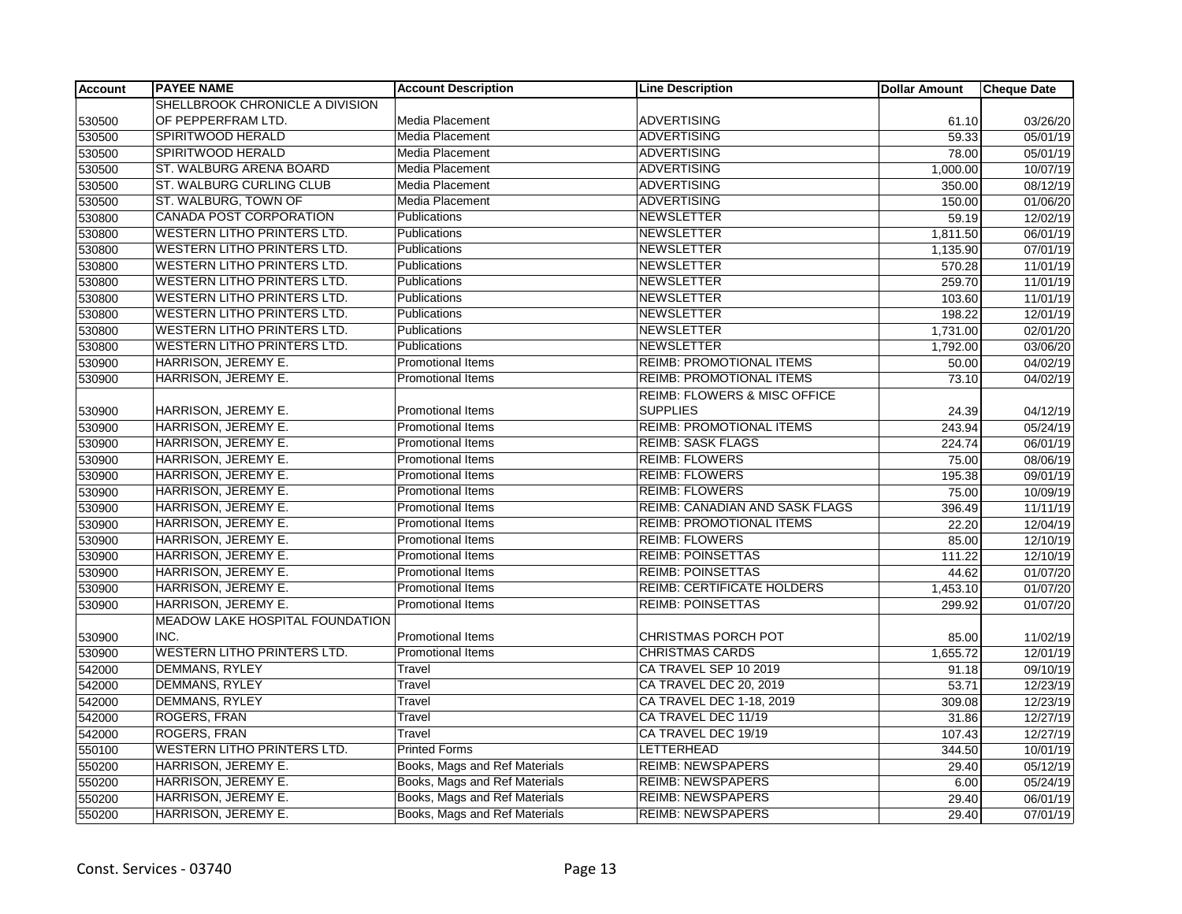| Account | PAYEE NAME | Account Description | Line Description | Dollar Amount | Cheque Date |
|---|---|---|---|---|---|
| 530500 | SHELLBROOK CHRONICLE A DIVISION OF PEPPERFRAM LTD. | Media Placement | ADVERTISING | 61.10 | 03/26/20 |
| 530500 | SPIRITWOOD HERALD | Media Placement | ADVERTISING | 59.33 | 05/01/19 |
| 530500 | SPIRITWOOD HERALD | Media Placement | ADVERTISING | 78.00 | 05/01/19 |
| 530500 | ST. WALBURG ARENA BOARD | Media Placement | ADVERTISING | 1,000.00 | 10/07/19 |
| 530500 | ST. WALBURG CURLING CLUB | Media Placement | ADVERTISING | 350.00 | 08/12/19 |
| 530500 | ST. WALBURG, TOWN OF | Media Placement | ADVERTISING | 150.00 | 01/06/20 |
| 530800 | CANADA POST CORPORATION | Publications | NEWSLETTER | 59.19 | 12/02/19 |
| 530800 | WESTERN LITHO PRINTERS LTD. | Publications | NEWSLETTER | 1,811.50 | 06/01/19 |
| 530800 | WESTERN LITHO PRINTERS LTD. | Publications | NEWSLETTER | 1,135.90 | 07/01/19 |
| 530800 | WESTERN LITHO PRINTERS LTD. | Publications | NEWSLETTER | 570.28 | 11/01/19 |
| 530800 | WESTERN LITHO PRINTERS LTD. | Publications | NEWSLETTER | 259.70 | 11/01/19 |
| 530800 | WESTERN LITHO PRINTERS LTD. | Publications | NEWSLETTER | 103.60 | 11/01/19 |
| 530800 | WESTERN LITHO PRINTERS LTD. | Publications | NEWSLETTER | 198.22 | 12/01/19 |
| 530800 | WESTERN LITHO PRINTERS LTD. | Publications | NEWSLETTER | 1,731.00 | 02/01/20 |
| 530800 | WESTERN LITHO PRINTERS LTD. | Publications | NEWSLETTER | 1,792.00 | 03/06/20 |
| 530900 | HARRISON, JEREMY E. | Promotional Items | REIMB: PROMOTIONAL ITEMS | 50.00 | 04/02/19 |
| 530900 | HARRISON, JEREMY E. | Promotional Items | REIMB: PROMOTIONAL ITEMS | 73.10 | 04/02/19 |
| 530900 | HARRISON, JEREMY E. | Promotional Items | REIMB: FLOWERS & MISC OFFICE SUPPLIES | 24.39 | 04/12/19 |
| 530900 | HARRISON, JEREMY E. | Promotional Items | REIMB: PROMOTIONAL ITEMS | 243.94 | 05/24/19 |
| 530900 | HARRISON, JEREMY E. | Promotional Items | REIMB: SASK FLAGS | 224.74 | 06/01/19 |
| 530900 | HARRISON, JEREMY E. | Promotional Items | REIMB: FLOWERS | 75.00 | 08/06/19 |
| 530900 | HARRISON, JEREMY E. | Promotional Items | REIMB: FLOWERS | 195.38 | 09/01/19 |
| 530900 | HARRISON, JEREMY E. | Promotional Items | REIMB: FLOWERS | 75.00 | 10/09/19 |
| 530900 | HARRISON, JEREMY E. | Promotional Items | REIMB: CANADIAN AND SASK FLAGS | 396.49 | 11/11/19 |
| 530900 | HARRISON, JEREMY E. | Promotional Items | REIMB: PROMOTIONAL ITEMS | 22.20 | 12/04/19 |
| 530900 | HARRISON, JEREMY E. | Promotional Items | REIMB: FLOWERS | 85.00 | 12/10/19 |
| 530900 | HARRISON, JEREMY E. | Promotional Items | REIMB: POINSETTAS | 111.22 | 12/10/19 |
| 530900 | HARRISON, JEREMY E. | Promotional Items | REIMB: POINSETTAS | 44.62 | 01/07/20 |
| 530900 | HARRISON, JEREMY E. | Promotional Items | REIMB: CERTIFICATE HOLDERS | 1,453.10 | 01/07/20 |
| 530900 | HARRISON, JEREMY E. | Promotional Items | REIMB: POINSETTAS | 299.92 | 01/07/20 |
| 530900 | MEADOW LAKE HOSPITAL FOUNDATION INC. | Promotional Items | CHRISTMAS PORCH POT | 85.00 | 11/02/19 |
| 530900 | WESTERN LITHO PRINTERS LTD. | Promotional Items | CHRISTMAS CARDS | 1,655.72 | 12/01/19 |
| 542000 | DEMMANS, RYLEY | Travel | CA TRAVEL SEP 10 2019 | 91.18 | 09/10/19 |
| 542000 | DEMMANS, RYLEY | Travel | CA TRAVEL DEC 20, 2019 | 53.71 | 12/23/19 |
| 542000 | DEMMANS, RYLEY | Travel | CA TRAVEL DEC 1-18, 2019 | 309.08 | 12/23/19 |
| 542000 | ROGERS, FRAN | Travel | CA TRAVEL DEC 11/19 | 31.86 | 12/27/19 |
| 542000 | ROGERS, FRAN | Travel | CA TRAVEL DEC 19/19 | 107.43 | 12/27/19 |
| 550100 | WESTERN LITHO PRINTERS LTD. | Printed Forms | LETTERHEAD | 344.50 | 10/01/19 |
| 550200 | HARRISON, JEREMY E. | Books, Mags and Ref Materials | REIMB: NEWSPAPERS | 29.40 | 05/12/19 |
| 550200 | HARRISON, JEREMY E. | Books, Mags and Ref Materials | REIMB: NEWSPAPERS | 6.00 | 05/24/19 |
| 550200 | HARRISON, JEREMY E. | Books, Mags and Ref Materials | REIMB: NEWSPAPERS | 29.40 | 06/01/19 |
| 550200 | HARRISON, JEREMY E. | Books, Mags and Ref Materials | REIMB: NEWSPAPERS | 29.40 | 07/01/19 |

Const. Services - 03740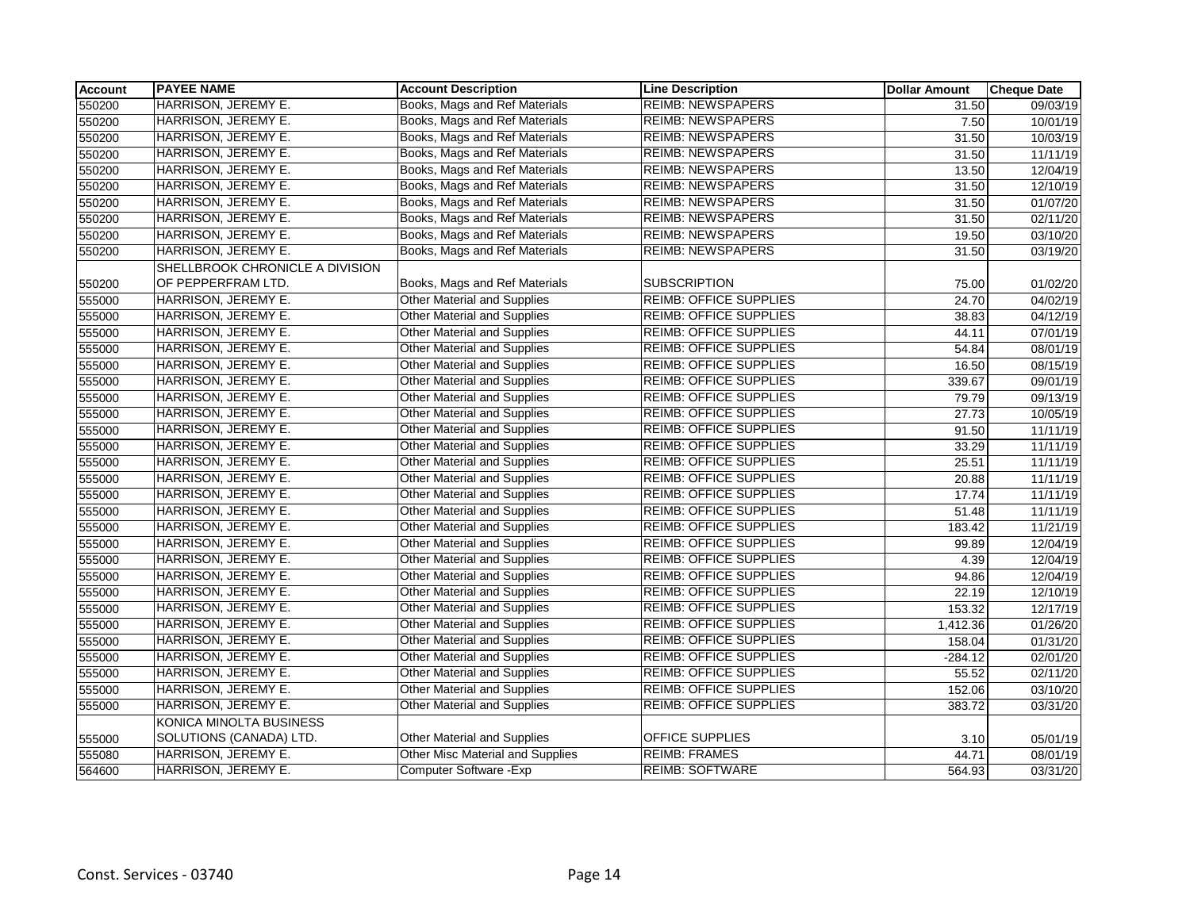| Account | PAYEE NAME | Account Description | Line Description | Dollar Amount | Cheque Date |
|---|---|---|---|---|---|
| 550200 | HARRISON, JEREMY E. | Books, Mags and Ref Materials | REIMB: NEWSPAPERS | 31.50 | 09/03/19 |
| 550200 | HARRISON, JEREMY E. | Books, Mags and Ref Materials | REIMB: NEWSPAPERS | 7.50 | 10/01/19 |
| 550200 | HARRISON, JEREMY E. | Books, Mags and Ref Materials | REIMB: NEWSPAPERS | 31.50 | 10/03/19 |
| 550200 | HARRISON, JEREMY E. | Books, Mags and Ref Materials | REIMB: NEWSPAPERS | 31.50 | 11/11/19 |
| 550200 | HARRISON, JEREMY E. | Books, Mags and Ref Materials | REIMB: NEWSPAPERS | 13.50 | 12/04/19 |
| 550200 | HARRISON, JEREMY E. | Books, Mags and Ref Materials | REIMB: NEWSPAPERS | 31.50 | 12/10/19 |
| 550200 | HARRISON, JEREMY E. | Books, Mags and Ref Materials | REIMB: NEWSPAPERS | 31.50 | 01/07/20 |
| 550200 | HARRISON, JEREMY E. | Books, Mags and Ref Materials | REIMB: NEWSPAPERS | 31.50 | 02/11/20 |
| 550200 | HARRISON, JEREMY E. | Books, Mags and Ref Materials | REIMB: NEWSPAPERS | 19.50 | 03/10/20 |
| 550200 | HARRISON, JEREMY E. | Books, Mags and Ref Materials | REIMB: NEWSPAPERS | 31.50 | 03/19/20 |
| 550200 | SHELLBROOK CHRONICLE A DIVISION OF PEPPERFRAM LTD. | Books, Mags and Ref Materials | SUBSCRIPTION | 75.00 | 01/02/20 |
| 555000 | HARRISON, JEREMY E. | Other Material and Supplies | REIMB: OFFICE SUPPLIES | 24.70 | 04/02/19 |
| 555000 | HARRISON, JEREMY E. | Other Material and Supplies | REIMB: OFFICE SUPPLIES | 38.83 | 04/12/19 |
| 555000 | HARRISON, JEREMY E. | Other Material and Supplies | REIMB: OFFICE SUPPLIES | 44.11 | 07/01/19 |
| 555000 | HARRISON, JEREMY E. | Other Material and Supplies | REIMB: OFFICE SUPPLIES | 54.84 | 08/01/19 |
| 555000 | HARRISON, JEREMY E. | Other Material and Supplies | REIMB: OFFICE SUPPLIES | 16.50 | 08/15/19 |
| 555000 | HARRISON, JEREMY E. | Other Material and Supplies | REIMB: OFFICE SUPPLIES | 339.67 | 09/01/19 |
| 555000 | HARRISON, JEREMY E. | Other Material and Supplies | REIMB: OFFICE SUPPLIES | 79.79 | 09/13/19 |
| 555000 | HARRISON, JEREMY E. | Other Material and Supplies | REIMB: OFFICE SUPPLIES | 27.73 | 10/05/19 |
| 555000 | HARRISON, JEREMY E. | Other Material and Supplies | REIMB: OFFICE SUPPLIES | 91.50 | 11/11/19 |
| 555000 | HARRISON, JEREMY E. | Other Material and Supplies | REIMB: OFFICE SUPPLIES | 33.29 | 11/11/19 |
| 555000 | HARRISON, JEREMY E. | Other Material and Supplies | REIMB: OFFICE SUPPLIES | 25.51 | 11/11/19 |
| 555000 | HARRISON, JEREMY E. | Other Material and Supplies | REIMB: OFFICE SUPPLIES | 20.88 | 11/11/19 |
| 555000 | HARRISON, JEREMY E. | Other Material and Supplies | REIMB: OFFICE SUPPLIES | 17.74 | 11/11/19 |
| 555000 | HARRISON, JEREMY E. | Other Material and Supplies | REIMB: OFFICE SUPPLIES | 51.48 | 11/11/19 |
| 555000 | HARRISON, JEREMY E. | Other Material and Supplies | REIMB: OFFICE SUPPLIES | 183.42 | 11/21/19 |
| 555000 | HARRISON, JEREMY E. | Other Material and Supplies | REIMB: OFFICE SUPPLIES | 99.89 | 12/04/19 |
| 555000 | HARRISON, JEREMY E. | Other Material and Supplies | REIMB: OFFICE SUPPLIES | 4.39 | 12/04/19 |
| 555000 | HARRISON, JEREMY E. | Other Material and Supplies | REIMB: OFFICE SUPPLIES | 94.86 | 12/04/19 |
| 555000 | HARRISON, JEREMY E. | Other Material and Supplies | REIMB: OFFICE SUPPLIES | 22.19 | 12/10/19 |
| 555000 | HARRISON, JEREMY E. | Other Material and Supplies | REIMB: OFFICE SUPPLIES | 153.32 | 12/17/19 |
| 555000 | HARRISON, JEREMY E. | Other Material and Supplies | REIMB: OFFICE SUPPLIES | 1,412.36 | 01/26/20 |
| 555000 | HARRISON, JEREMY E. | Other Material and Supplies | REIMB: OFFICE SUPPLIES | 158.04 | 01/31/20 |
| 555000 | HARRISON, JEREMY E. | Other Material and Supplies | REIMB: OFFICE SUPPLIES | -284.12 | 02/01/20 |
| 555000 | HARRISON, JEREMY E. | Other Material and Supplies | REIMB: OFFICE SUPPLIES | 55.52 | 02/11/20 |
| 555000 | HARRISON, JEREMY E. | Other Material and Supplies | REIMB: OFFICE SUPPLIES | 152.06 | 03/10/20 |
| 555000 | HARRISON, JEREMY E. | Other Material and Supplies | REIMB: OFFICE SUPPLIES | 383.72 | 03/31/20 |
| 555000 | KONICA MINOLTA BUSINESS SOLUTIONS (CANADA) LTD. | Other Material and Supplies | OFFICE SUPPLIES | 3.10 | 05/01/19 |
| 555080 | HARRISON, JEREMY E. | Other Misc Material and Supplies | REIMB: FRAMES | 44.71 | 08/01/19 |
| 564600 | HARRISON, JEREMY E. | Computer Software -Exp | REIMB: SOFTWARE | 564.93 | 03/31/20 |

Const. Services - 03740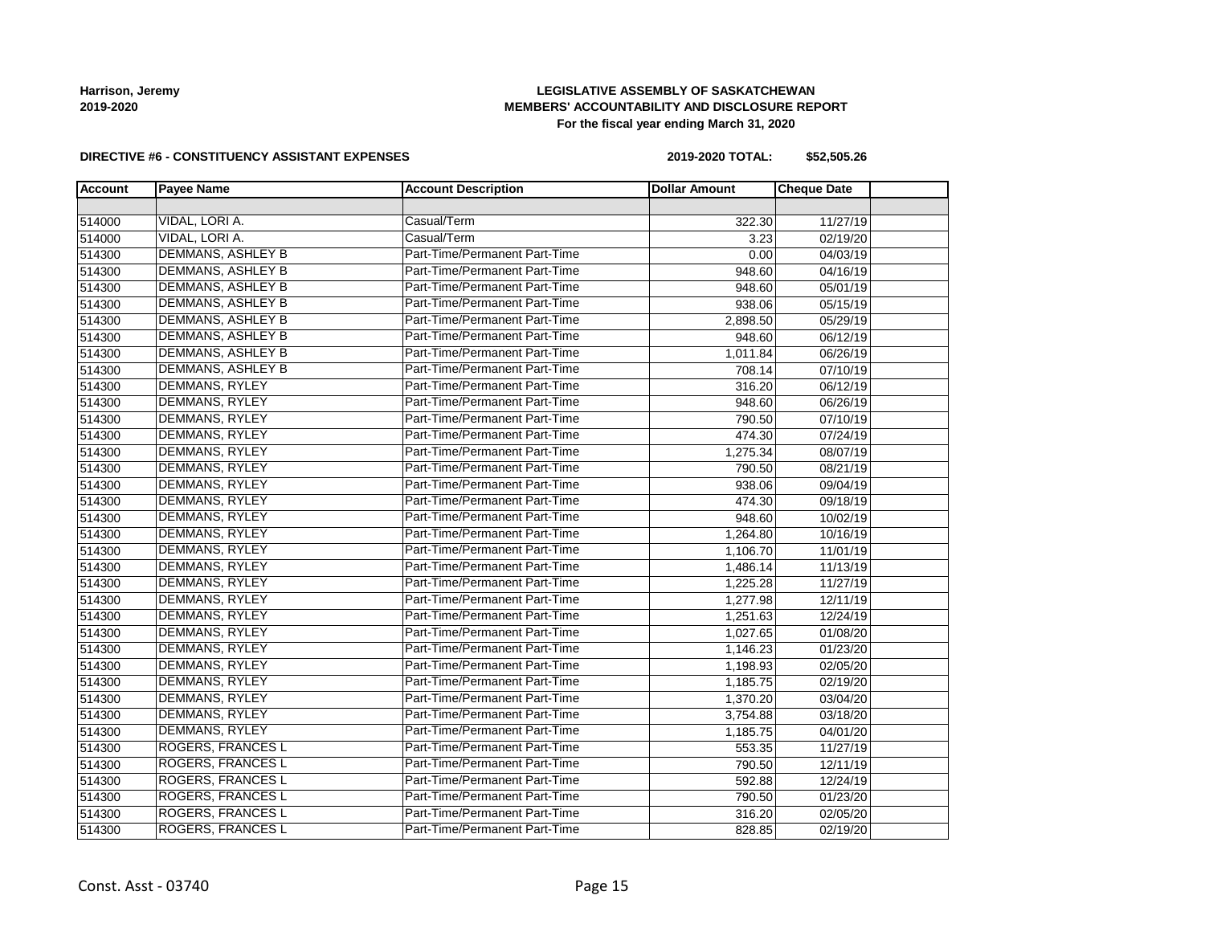**Harrison, Jeremy**
**2019-2020**

**LEGISLATIVE ASSEMBLY OF SASKATCHEWAN**
**MEMBERS' ACCOUNTABILITY AND DISCLOSURE REPORT**
**For the fiscal year ending March 31, 2020**

**DIRECTIVE #6 - CONSTITUENCY ASSISTANT EXPENSES**

**2019-2020 TOTAL: $52,505.26**

| Account | Payee Name | Account Description | Dollar Amount | Cheque Date | |
|---|---|---|---|---|---|
| | | | | | |
| 514000 | VIDAL, LORI A. | Casual/Term | 322.30 | 11/27/19 | |
| 514000 | VIDAL, LORI A. | Casual/Term | 3.23 | 02/19/20 | |
| 514300 | DEMMANS, ASHLEY B | Part-Time/Permanent Part-Time | 0.00 | 04/03/19 | |
| 514300 | DEMMANS, ASHLEY B | Part-Time/Permanent Part-Time | 948.60 | 04/16/19 | |
| 514300 | DEMMANS, ASHLEY B | Part-Time/Permanent Part-Time | 948.60 | 05/01/19 | |
| 514300 | DEMMANS, ASHLEY B | Part-Time/Permanent Part-Time | 938.06 | 05/15/19 | |
| 514300 | DEMMANS, ASHLEY B | Part-Time/Permanent Part-Time | 2,898.50 | 05/29/19 | |
| 514300 | DEMMANS, ASHLEY B | Part-Time/Permanent Part-Time | 948.60 | 06/12/19 | |
| 514300 | DEMMANS, ASHLEY B | Part-Time/Permanent Part-Time | 1,011.84 | 06/26/19 | |
| 514300 | DEMMANS, ASHLEY B | Part-Time/Permanent Part-Time | 708.14 | 07/10/19 | |
| 514300 | DEMMANS, RYLEY | Part-Time/Permanent Part-Time | 316.20 | 06/12/19 | |
| 514300 | DEMMANS, RYLEY | Part-Time/Permanent Part-Time | 948.60 | 06/26/19 | |
| 514300 | DEMMANS, RYLEY | Part-Time/Permanent Part-Time | 790.50 | 07/10/19 | |
| 514300 | DEMMANS, RYLEY | Part-Time/Permanent Part-Time | 474.30 | 07/24/19 | |
| 514300 | DEMMANS, RYLEY | Part-Time/Permanent Part-Time | 1,275.34 | 08/07/19 | |
| 514300 | DEMMANS, RYLEY | Part-Time/Permanent Part-Time | 790.50 | 08/21/19 | |
| 514300 | DEMMANS, RYLEY | Part-Time/Permanent Part-Time | 938.06 | 09/04/19 | |
| 514300 | DEMMANS, RYLEY | Part-Time/Permanent Part-Time | 474.30 | 09/18/19 | |
| 514300 | DEMMANS, RYLEY | Part-Time/Permanent Part-Time | 948.60 | 10/02/19 | |
| 514300 | DEMMANS, RYLEY | Part-Time/Permanent Part-Time | 1,264.80 | 10/16/19 | |
| 514300 | DEMMANS, RYLEY | Part-Time/Permanent Part-Time | 1,106.70 | 11/01/19 | |
| 514300 | DEMMANS, RYLEY | Part-Time/Permanent Part-Time | 1,486.14 | 11/13/19 | |
| 514300 | DEMMANS, RYLEY | Part-Time/Permanent Part-Time | 1,225.28 | 11/27/19 | |
| 514300 | DEMMANS, RYLEY | Part-Time/Permanent Part-Time | 1,277.98 | 12/11/19 | |
| 514300 | DEMMANS, RYLEY | Part-Time/Permanent Part-Time | 1,251.63 | 12/24/19 | |
| 514300 | DEMMANS, RYLEY | Part-Time/Permanent Part-Time | 1,027.65 | 01/08/20 | |
| 514300 | DEMMANS, RYLEY | Part-Time/Permanent Part-Time | 1,146.23 | 01/23/20 | |
| 514300 | DEMMANS, RYLEY | Part-Time/Permanent Part-Time | 1,198.93 | 02/05/20 | |
| 514300 | DEMMANS, RYLEY | Part-Time/Permanent Part-Time | 1,185.75 | 02/19/20 | |
| 514300 | DEMMANS, RYLEY | Part-Time/Permanent Part-Time | 1,370.20 | 03/04/20 | |
| 514300 | DEMMANS, RYLEY | Part-Time/Permanent Part-Time | 3,754.88 | 03/18/20 | |
| 514300 | DEMMANS, RYLEY | Part-Time/Permanent Part-Time | 1,185.75 | 04/01/20 | |
| 514300 | ROGERS, FRANCES L | Part-Time/Permanent Part-Time | 553.35 | 11/27/19 | |
| 514300 | ROGERS, FRANCES L | Part-Time/Permanent Part-Time | 790.50 | 12/11/19 | |
| 514300 | ROGERS, FRANCES L | Part-Time/Permanent Part-Time | 592.88 | 12/24/19 | |
| 514300 | ROGERS, FRANCES L | Part-Time/Permanent Part-Time | 790.50 | 01/23/20 | |
| 514300 | ROGERS, FRANCES L | Part-Time/Permanent Part-Time | 316.20 | 02/05/20 | |
| 514300 | ROGERS, FRANCES L | Part-Time/Permanent Part-Time | 828.85 | 02/19/20 | |

Const. Asst - 03740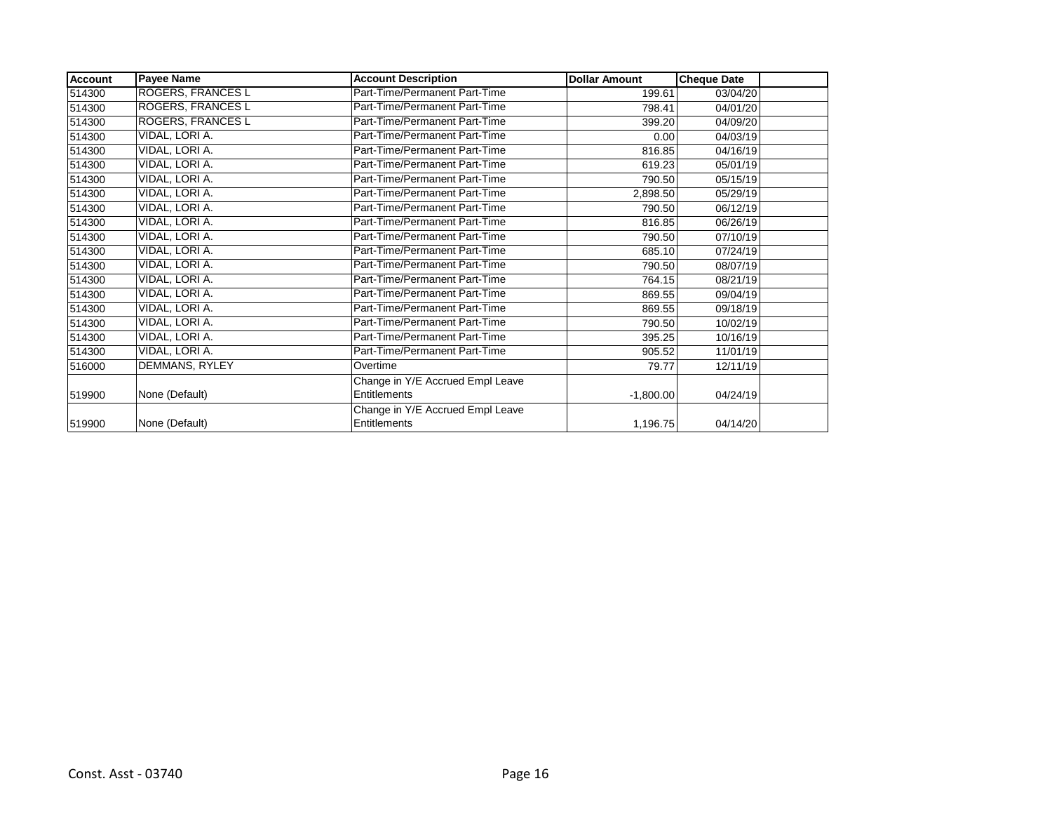| Account | Payee Name | Account Description | Dollar Amount | Cheque Date | |
|---|---|---|---|---|---|
| 514300 | ROGERS, FRANCES L | Part-Time/Permanent Part-Time | 199.61 | 03/04/20 | |
| 514300 | ROGERS, FRANCES L | Part-Time/Permanent Part-Time | 798.41 | 04/01/20 | |
| 514300 | ROGERS, FRANCES L | Part-Time/Permanent Part-Time | 399.20 | 04/09/20 | |
| 514300 | VIDAL, LORI A. | Part-Time/Permanent Part-Time | 0.00 | 04/03/19 | |
| 514300 | VIDAL, LORI A. | Part-Time/Permanent Part-Time | 816.85 | 04/16/19 | |
| 514300 | VIDAL, LORI A. | Part-Time/Permanent Part-Time | 619.23 | 05/01/19 | |
| 514300 | VIDAL, LORI A. | Part-Time/Permanent Part-Time | 790.50 | 05/15/19 | |
| 514300 | VIDAL, LORI A. | Part-Time/Permanent Part-Time | 2,898.50 | 05/29/19 | |
| 514300 | VIDAL, LORI A. | Part-Time/Permanent Part-Time | 790.50 | 06/12/19 | |
| 514300 | VIDAL, LORI A. | Part-Time/Permanent Part-Time | 816.85 | 06/26/19 | |
| 514300 | VIDAL, LORI A. | Part-Time/Permanent Part-Time | 790.50 | 07/10/19 | |
| 514300 | VIDAL, LORI A. | Part-Time/Permanent Part-Time | 685.10 | 07/24/19 | |
| 514300 | VIDAL, LORI A. | Part-Time/Permanent Part-Time | 790.50 | 08/07/19 | |
| 514300 | VIDAL, LORI A. | Part-Time/Permanent Part-Time | 764.15 | 08/21/19 | |
| 514300 | VIDAL, LORI A. | Part-Time/Permanent Part-Time | 869.55 | 09/04/19 | |
| 514300 | VIDAL, LORI A. | Part-Time/Permanent Part-Time | 869.55 | 09/18/19 | |
| 514300 | VIDAL, LORI A. | Part-Time/Permanent Part-Time | 790.50 | 10/02/19 | |
| 514300 | VIDAL, LORI A. | Part-Time/Permanent Part-Time | 395.25 | 10/16/19 | |
| 514300 | VIDAL, LORI A. | Part-Time/Permanent Part-Time | 905.52 | 11/01/19 | |
| 516000 | DEMMANS, RYLEY | Overtime | 79.77 | 12/11/19 | |
| 519900 | None (Default) | Change in Y/E Accrued Empl Leave Entitlements | -1,800.00 | 04/24/19 | |
| 519900 | None (Default) | Change in Y/E Accrued Empl Leave Entitlements | 1,196.75 | 04/14/20 | |

Const. Asst - 03740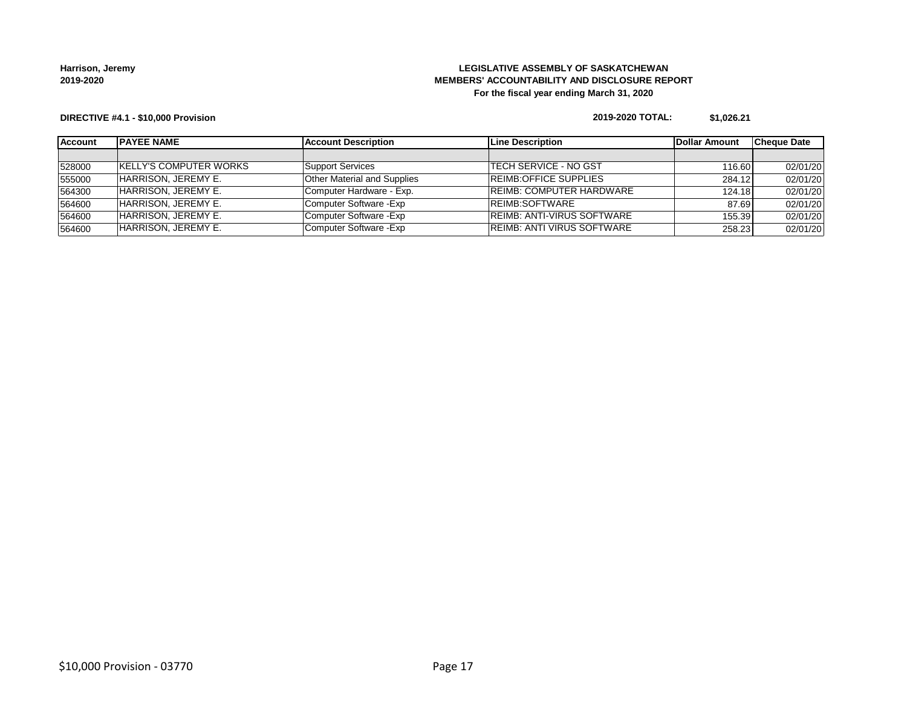Harrison, Jeremy
2019-2020

**LEGISLATIVE ASSEMBLY OF SASKATCHEWAN**
**MEMBERS' ACCOUNTABILITY AND DISCLOSURE REPORT**
**For the fiscal year ending March 31, 2020**

**DIRECTIVE #4.1 - $10,000 Provision** **2019-2020 TOTAL: $1,026.21**

| Account | PAYEE NAME | Account Description | Line Description | Dollar Amount | Cheque Date |
|---|---|---|---|---|---|
| | | | | | |
| 528000 | KELLY'S COMPUTER WORKS | Support Services | TECH SERVICE - NO GST | 116.60 | 02/01/20 |
| 555000 | HARRISON, JEREMY E. | Other Material and Supplies | REIMB:OFFICE SUPPLIES | 284.12 | 02/01/20 |
| 564300 | HARRISON, JEREMY E. | Computer Hardware - Exp. | REIMB: COMPUTER HARDWARE | 124.18 | 02/01/20 |
| 564600 | HARRISON, JEREMY E. | Computer Software -Exp | REIMB:SOFTWARE | 87.69 | 02/01/20 |
| 564600 | HARRISON, JEREMY E. | Computer Software -Exp | REIMB: ANTI-VIRUS SOFTWARE | 155.39 | 02/01/20 |
| 564600 | HARRISON, JEREMY E. | Computer Software -Exp | REIMB: ANTI VIRUS SOFTWARE | 258.23 | 02/01/20 |

$10,000 Provision - 03770